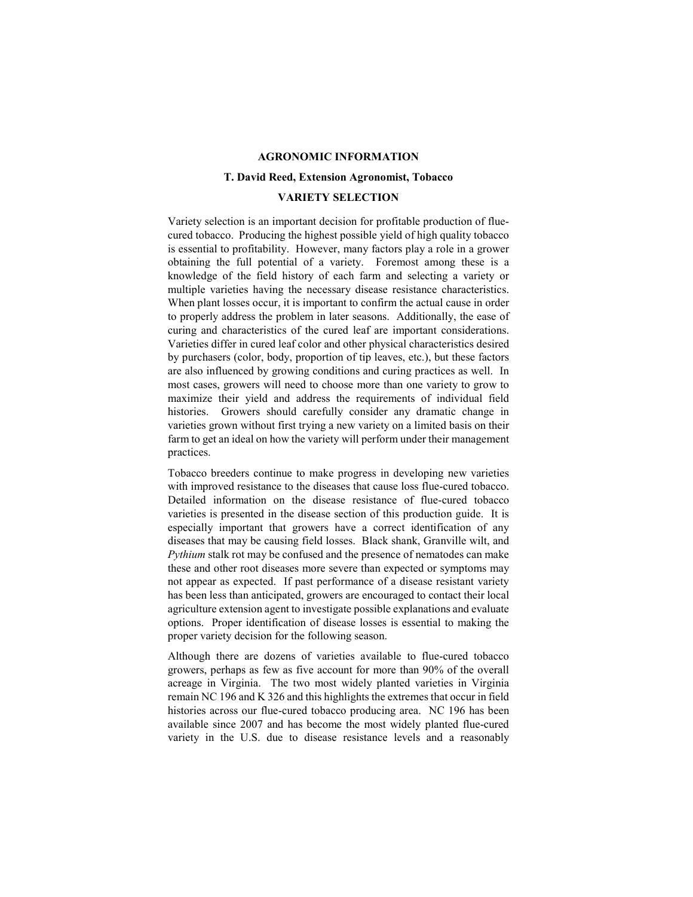## AGRONOMIC INFORMATION

**T. David Reed, Extension Agronomist, Tobacco**

### VARIETY SELECTION

Variety selection is an important decision for profitable production of flue-cured tobacco. Producing the highest possible yield of high quality tobacco is essential to profitability. However, many factors play a role in a grower obtaining the full potential of a variety. Foremost among these is a knowledge of the field history of each farm and selecting a variety or multiple varieties having the necessary disease resistance characteristics. When plant losses occur, it is important to confirm the actual cause in order to properly address the problem in later seasons. Additionally, the ease of curing and characteristics of the cured leaf are important considerations. Varieties differ in cured leaf color and other physical characteristics desired by purchasers (color, body, proportion of tip leaves, etc.), but these factors are also influenced by growing conditions and curing practices as well. In most cases, growers will need to choose more than one variety to grow to maximize their yield and address the requirements of individual field histories. Growers should carefully consider any dramatic change in varieties grown without first trying a new variety on a limited basis on their farm to get an ideal on how the variety will perform under their management practices.

Tobacco breeders continue to make progress in developing new varieties with improved resistance to the diseases that cause loss flue-cured tobacco. Detailed information on the disease resistance of flue-cured tobacco varieties is presented in the disease section of this production guide. It is especially important that growers have a correct identification of any diseases that may be causing field losses. Black shank, Granville wilt, and *Pythium* stalk rot may be confused and the presence of nematodes can make these and other root diseases more severe than expected or symptoms may not appear as expected. If past performance of a disease resistant variety has been less than anticipated, growers are encouraged to contact their local agriculture extension agent to investigate possible explanations and evaluate options. Proper identification of disease losses is essential to making the proper variety decision for the following season.

Although there are dozens of varieties available to flue-cured tobacco growers, perhaps as few as five account for more than 90% of the overall acreage in Virginia. The two most widely planted varieties in Virginia remain NC 196 and K 326 and this highlights the extremes that occur in field histories across our flue-cured tobacco producing area. NC 196 has been available since 2007 and has become the most widely planted flue-cured variety in the U.S. due to disease resistance levels and a reasonably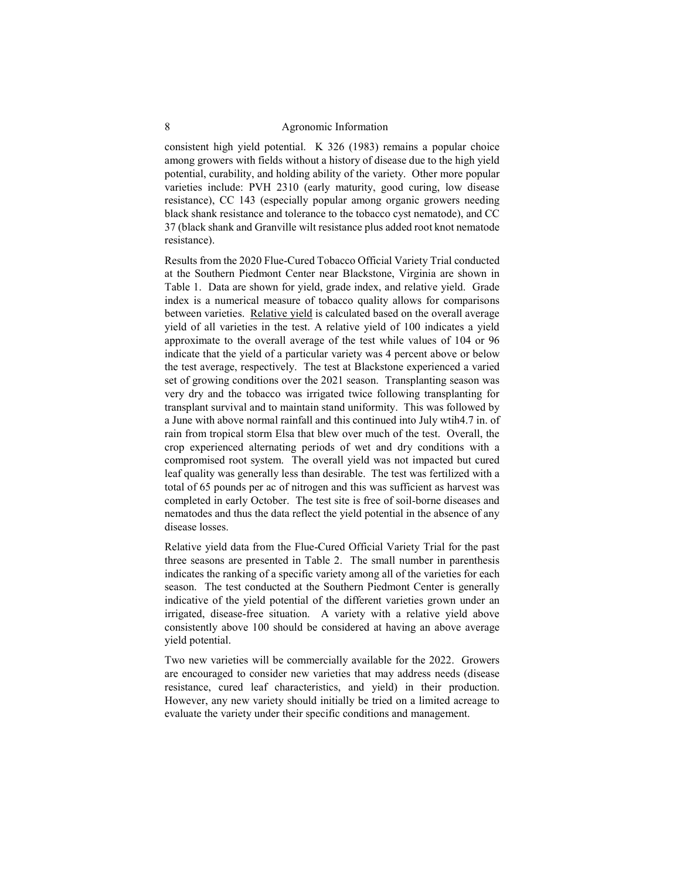consistent high yield potential. K 326 (1983) remains a popular choice among growers with fields without a history of disease due to the high yield potential, curability, and holding ability of the variety. Other more popular varieties include: PVH 2310 (early maturity, good curing, low disease resistance), CC 143 (especially popular among organic growers needing black shank resistance and tolerance to the tobacco cyst nematode), and CC 37 (black shank and Granville wilt resistance plus added root knot nematode resistance).

Results from the 2020 Flue-Cured Tobacco Official Variety Trial conducted at the Southern Piedmont Center near Blackstone, Virginia are shown in Table 1. Data are shown for yield, grade index, and relative yield. Grade index is a numerical measure of tobacco quality allows for comparisons between varieties. Relative yield is calculated based on the overall average yield of all varieties in the test. A relative yield of 100 indicates a yield approximate to the overall average of the test while values of 104 or 96 indicate that the yield of a particular variety was 4 percent above or below the test average, respectively. The test at Blackstone experienced a varied set of growing conditions over the 2021 season. Transplanting season was very dry and the tobacco was irrigated twice following transplanting for transplant survival and to maintain stand uniformity. This was followed by a June with above normal rainfall and this continued into July wtih4.7 in. of rain from tropical storm Elsa that blew over much of the test. Overall, the crop experienced alternating periods of wet and dry conditions with a compromised root system. The overall yield was not impacted but cured leaf quality was generally less than desirable. The test was fertilized with a total of 65 pounds per ac of nitrogen and this was sufficient as harvest was completed in early October. The test site is free of soil-borne diseases and nematodes and thus the data reflect the yield potential in the absence of any disease losses.

Relative yield data from the Flue-Cured Official Variety Trial for the past three seasons are presented in Table 2. The small number in parenthesis indicates the ranking of a specific variety among all of the varieties for each season. The test conducted at the Southern Piedmont Center is generally indicative of the yield potential of the different varieties grown under an irrigated, disease-free situation. A variety with a relative yield above consistently above 100 should be considered at having an above average yield potential.

Two new varieties will be commercially available for the 2022. Growers are encouraged to consider new varieties that may address needs (disease resistance, cured leaf characteristics, and yield) in their production. However, any new variety should initially be tried on a limited acreage to evaluate the variety under their specific conditions and management.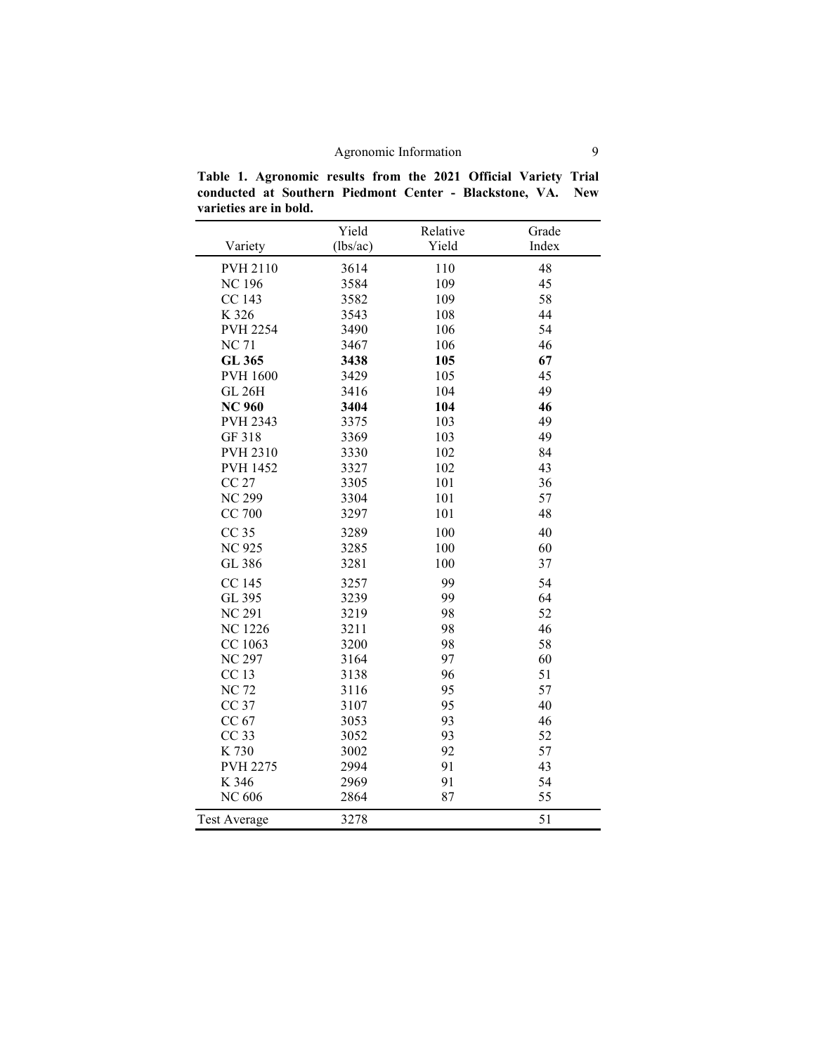**Table 1. Agronomic results from the 2021 Official Variety Trial conducted at Southern Piedmont Center - Blackstone, VA. New varieties are in bold.**

| Variety | Yield (lbs/ac) | Relative Yield | Grade Index |
|---|---|---|---|
| PVH 2110 | 3614 | 110 | 48 |
| NC 196 | 3584 | 109 | 45 |
| CC 143 | 3582 | 109 | 58 |
| K 326 | 3543 | 108 | 44 |
| PVH 2254 | 3490 | 106 | 54 |
| NC 71 | 3467 | 106 | 46 |
| **GL 365** | **3438** | **105** | **67** |
| PVH 1600 | 3429 | 105 | 45 |
| GL 26H | 3416 | 104 | 49 |
| **NC 960** | **3404** | **104** | **46** |
| PVH 2343 | 3375 | 103 | 49 |
| GF 318 | 3369 | 103 | 49 |
| PVH 2310 | 3330 | 102 | 84 |
| PVH 1452 | 3327 | 102 | 43 |
| CC 27 | 3305 | 101 | 36 |
| NC 299 | 3304 | 101 | 57 |
| CC 700 | 3297 | 101 | 48 |
| CC 35 | 3289 | 100 | 40 |
| NC 925 | 3285 | 100 | 60 |
| GL 386 | 3281 | 100 | 37 |
| CC 145 | 3257 | 99 | 54 |
| GL 395 | 3239 | 99 | 64 |
| NC 291 | 3219 | 98 | 52 |
| NC 1226 | 3211 | 98 | 46 |
| CC 1063 | 3200 | 98 | 58 |
| NC 297 | 3164 | 97 | 60 |
| CC 13 | 3138 | 96 | 51 |
| NC 72 | 3116 | 95 | 57 |
| CC 37 | 3107 | 95 | 40 |
| CC 67 | 3053 | 93 | 46 |
| CC 33 | 3052 | 93 | 52 |
| K 730 | 3002 | 92 | 57 |
| PVH 2275 | 2994 | 91 | 43 |
| K 346 | 2969 | 91 | 54 |
| NC 606 | 2864 | 87 | 55 |
| Test Average | 3278 | | 51 |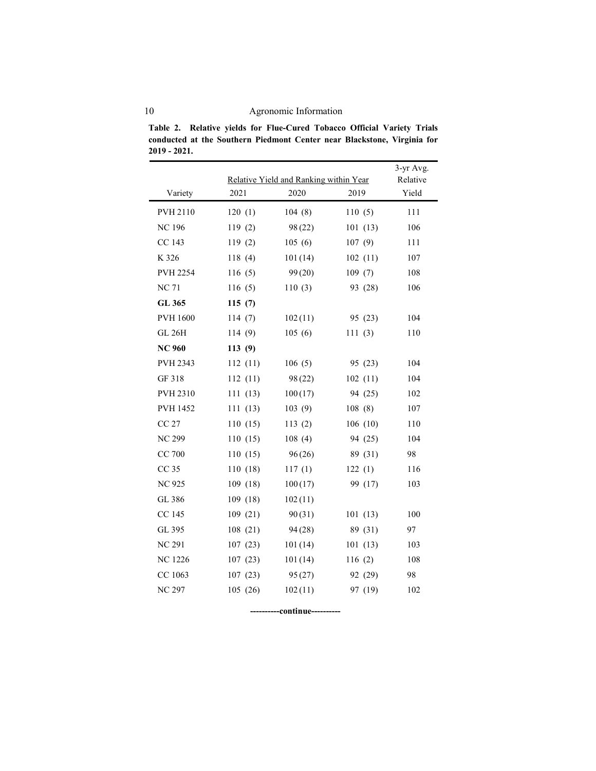**Table 2. Relative yields for Flue-Cured Tobacco Official Variety Trials conducted at the Southern Piedmont Center near Blackstone, Virginia for 2019 - 2021.**

| Variety | Relative Yield and Ranking within Year | | | 3-yr Avg. Relative Yield |
|---|---|---|---|---|
| | 2021 | 2020 | 2019 | |
| PVH 2110 | 120 (1) | 104 (8) | 110 (5) | 111 |
| NC 196 | 119 (2) | 98 (22) | 101 (13) | 106 |
| CC 143 | 119 (2) | 105 (6) | 107 (9) | 111 |
| K 326 | 118 (4) | 101 (14) | 102 (11) | 107 |
| PVH 2254 | 116 (5) | 99 (20) | 109 (7) | 108 |
| NC 71 | 116 (5) | 110 (3) | 93 (28) | 106 |
| **GL 365** | **115 (7)** | | | |
| PVH 1600 | 114 (7) | 102 (11) | 95 (23) | 104 |
| GL 26H | 114 (9) | 105 (6) | 111 (3) | 110 |
| **NC 960** | **113 (9)** | | | |
| PVH 2343 | 112 (11) | 106 (5) | 95 (23) | 104 |
| GF 318 | 112 (11) | 98 (22) | 102 (11) | 104 |
| PVH 2310 | 111 (13) | 100 (17) | 94 (25) | 102 |
| PVH 1452 | 111 (13) | 103 (9) | 108 (8) | 107 |
| CC 27 | 110 (15) | 113 (2) | 106 (10) | 110 |
| NC 299 | 110 (15) | 108 (4) | 94 (25) | 104 |
| CC 700 | 110 (15) | 96 (26) | 89 (31) | 98 |
| CC 35 | 110 (18) | 117 (1) | 122 (1) | 116 |
| NC 925 | 109 (18) | 100 (17) | 99 (17) | 103 |
| GL 386 | 109 (18) | 102 (11) | | |
| CC 145 | 109 (21) | 90 (31) | 101 (13) | 100 |
| GL 395 | 108 (21) | 94 (28) | 89 (31) | 97 |
| NC 291 | 107 (23) | 101 (14) | 101 (13) | 103 |
| NC 1226 | 107 (23) | 101 (14) | 116 (2) | 108 |
| CC 1063 | 107 (23) | 95 (27) | 92 (29) | 98 |
| NC 297 | 105 (26) | 102 (11) | 97 (19) | 102 |

**----------continue----------**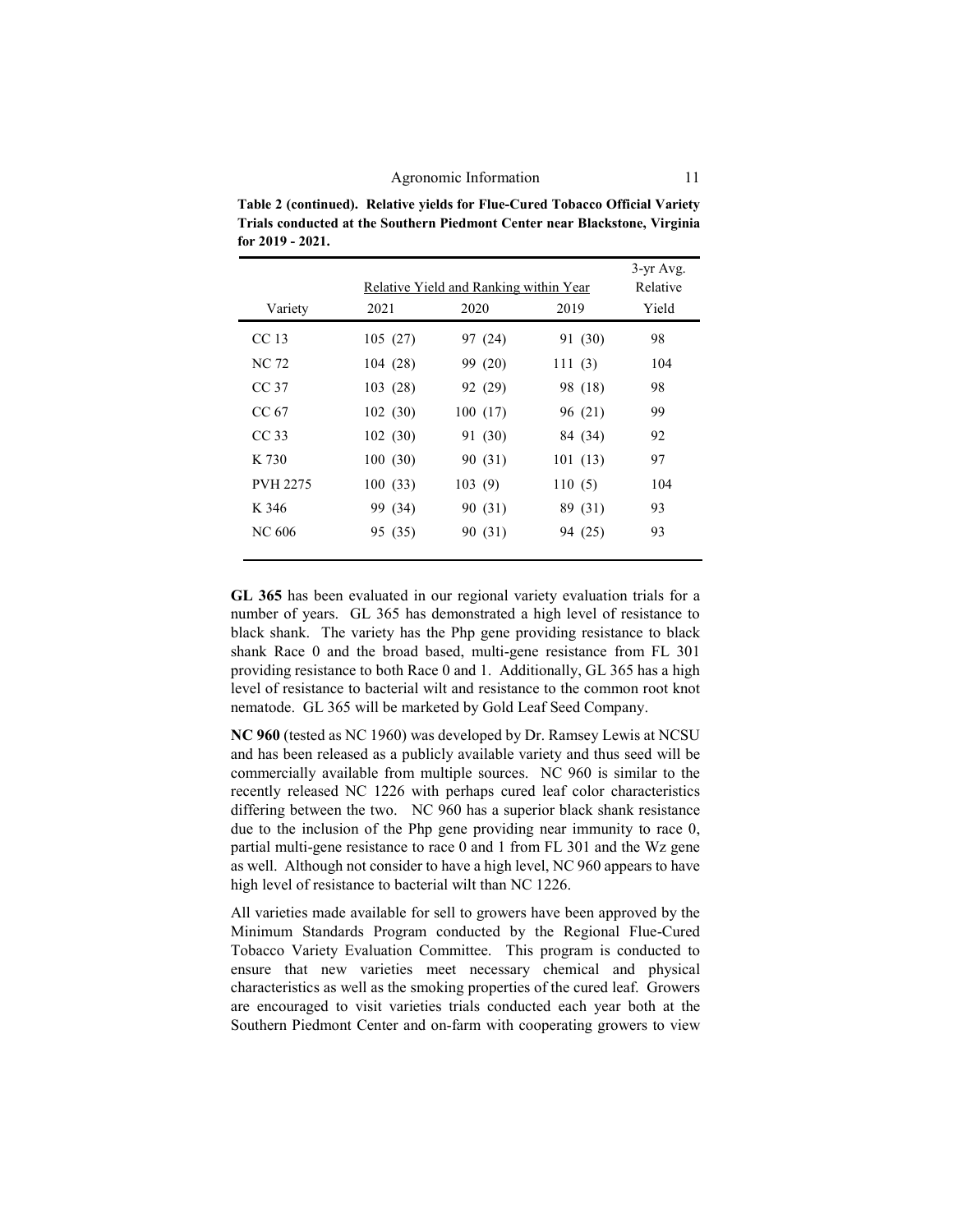**Table 2 (continued). Relative yields for Flue-Cured Tobacco Official Variety Trials conducted at the Southern Piedmont Center near Blackstone, Virginia for 2019 - 2021.**

| Variety | Relative Yield and Ranking within Year | | | 3-yr Avg. Relative Yield |
|---|---|---|---|---|
| | 2021 | 2020 | 2019 | |
| CC 13 | 105 (27) | 97 (24) | 91 (30) | 98 |
| NC 72 | 104 (28) | 99 (20) | 111 (3) | 104 |
| CC 37 | 103 (28) | 92 (29) | 98 (18) | 98 |
| CC 67 | 102 (30) | 100 (17) | 96 (21) | 99 |
| CC 33 | 102 (30) | 91 (30) | 84 (34) | 92 |
| K 730 | 100 (30) | 90 (31) | 101 (13) | 97 |
| PVH 2275 | 100 (33) | 103 (9) | 110 (5) | 104 |
| K 346 | 99 (34) | 90 (31) | 89 (31) | 93 |
| NC 606 | 95 (35) | 90 (31) | 94 (25) | 93 |

**GL 365** has been evaluated in our regional variety evaluation trials for a number of years. GL 365 has demonstrated a high level of resistance to black shank. The variety has the Php gene providing resistance to black shank Race 0 and the broad based, multi-gene resistance from FL 301 providing resistance to both Race 0 and 1. Additionally, GL 365 has a high level of resistance to bacterial wilt and resistance to the common root knot nematode. GL 365 will be marketed by Gold Leaf Seed Company.

**NC 960** (tested as NC 1960) was developed by Dr. Ramsey Lewis at NCSU and has been released as a publicly available variety and thus seed will be commercially available from multiple sources. NC 960 is similar to the recently released NC 1226 with perhaps cured leaf color characteristics differing between the two. NC 960 has a superior black shank resistance due to the inclusion of the Php gene providing near immunity to race 0, partial multi-gene resistance to race 0 and 1 from FL 301 and the Wz gene as well. Although not consider to have a high level, NC 960 appears to have high level of resistance to bacterial wilt than NC 1226.

All varieties made available for sell to growers have been approved by the Minimum Standards Program conducted by the Regional Flue-Cured Tobacco Variety Evaluation Committee. This program is conducted to ensure that new varieties meet necessary chemical and physical characteristics as well as the smoking properties of the cured leaf. Growers are encouraged to visit varieties trials conducted each year both at the Southern Piedmont Center and on-farm with cooperating growers to view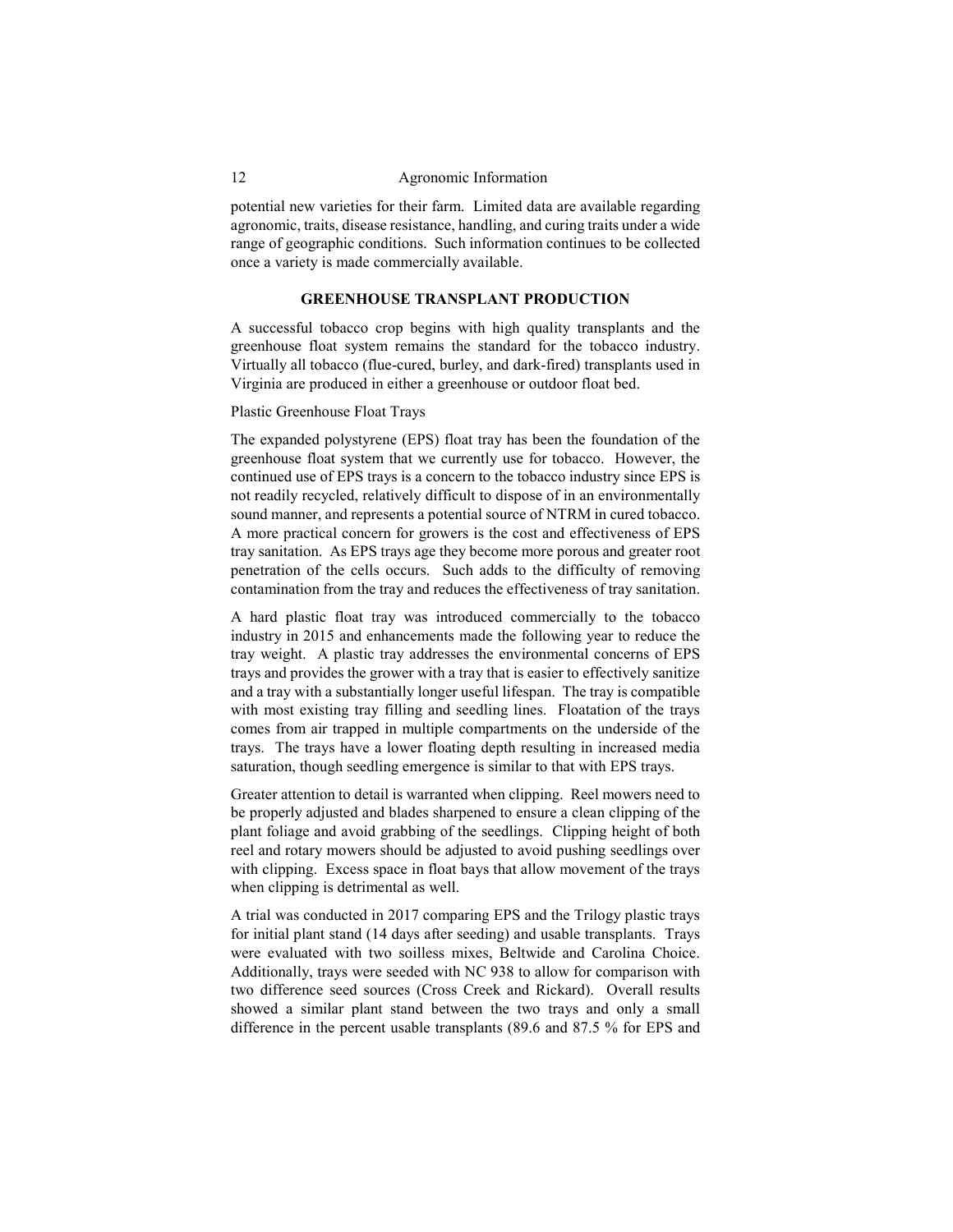potential new varieties for their farm. Limited data are available regarding agronomic, traits, disease resistance, handling, and curing traits under a wide range of geographic conditions. Such information continues to be collected once a variety is made commercially available.

## GREENHOUSE TRANSPLANT PRODUCTION

A successful tobacco crop begins with high quality transplants and the greenhouse float system remains the standard for the tobacco industry. Virtually all tobacco (flue-cured, burley, and dark-fired) transplants used in Virginia are produced in either a greenhouse or outdoor float bed.

### Plastic Greenhouse Float Trays

The expanded polystyrene (EPS) float tray has been the foundation of the greenhouse float system that we currently use for tobacco. However, the continued use of EPS trays is a concern to the tobacco industry since EPS is not readily recycled, relatively difficult to dispose of in an environmentally sound manner, and represents a potential source of NTRM in cured tobacco. A more practical concern for growers is the cost and effectiveness of EPS tray sanitation. As EPS trays age they become more porous and greater root penetration of the cells occurs. Such adds to the difficulty of removing contamination from the tray and reduces the effectiveness of tray sanitation.

A hard plastic float tray was introduced commercially to the tobacco industry in 2015 and enhancements made the following year to reduce the tray weight. A plastic tray addresses the environmental concerns of EPS trays and provides the grower with a tray that is easier to effectively sanitize and a tray with a substantially longer useful lifespan. The tray is compatible with most existing tray filling and seedling lines. Floatation of the trays comes from air trapped in multiple compartments on the underside of the trays. The trays have a lower floating depth resulting in increased media saturation, though seedling emergence is similar to that with EPS trays.

Greater attention to detail is warranted when clipping. Reel mowers need to be properly adjusted and blades sharpened to ensure a clean clipping of the plant foliage and avoid grabbing of the seedlings. Clipping height of both reel and rotary mowers should be adjusted to avoid pushing seedlings over with clipping. Excess space in float bays that allow movement of the trays when clipping is detrimental as well.

A trial was conducted in 2017 comparing EPS and the Trilogy plastic trays for initial plant stand (14 days after seeding) and usable transplants. Trays were evaluated with two soilless mixes, Beltwide and Carolina Choice. Additionally, trays were seeded with NC 938 to allow for comparison with two difference seed sources (Cross Creek and Rickard). Overall results showed a similar plant stand between the two trays and only a small difference in the percent usable transplants (89.6 and 87.5 % for EPS and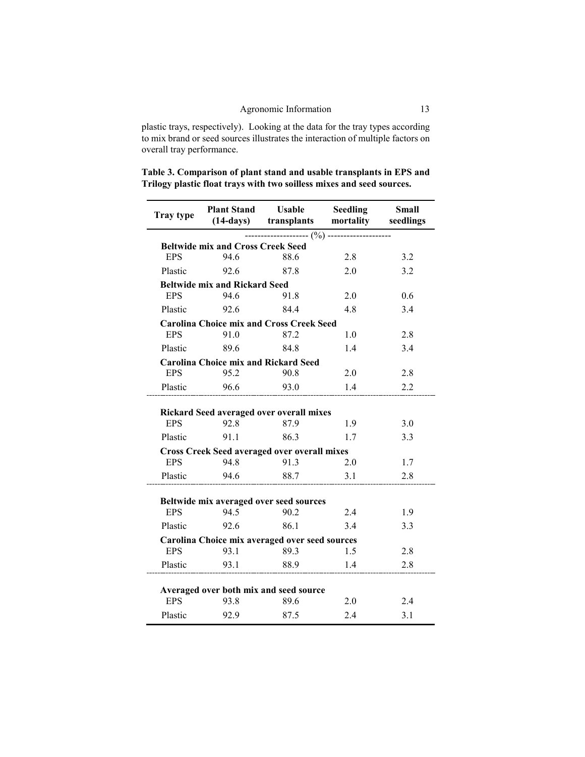plastic trays, respectively). Looking at the data for the tray types according to mix brand or seed sources illustrates the interaction of multiple factors on overall tray performance.

**Table 3. Comparison of plant stand and usable transplants in EPS and Trilogy plastic float trays with two soilless mixes and seed sources.**

| Tray type | Plant Stand (14-days) | Usable transplants | Seedling mortality | Small seedlings |
|---|---|---|---|---|
| | (%) | | | |
| **Beltwide mix and Cross Creek Seed** | | | | |
| EPS | 94.6 | 88.6 | 2.8 | 3.2 |
| Plastic | 92.6 | 87.8 | 2.0 | 3.2 |
| **Beltwide mix and Rickard Seed** | | | | |
| EPS | 94.6 | 91.8 | 2.0 | 0.6 |
| Plastic | 92.6 | 84.4 | 4.8 | 3.4 |
| **Carolina Choice mix and Cross Creek Seed** | | | | |
| EPS | 91.0 | 87.2 | 1.0 | 2.8 |
| Plastic | 89.6 | 84.8 | 1.4 | 3.4 |
| **Carolina Choice mix and Rickard Seed** | | | | |
| EPS | 95.2 | 90.8 | 2.0 | 2.8 |
| Plastic | 96.6 | 93.0 | 1.4 | 2.2 |
| **Rickard Seed averaged over overall mixes** | | | | |
| EPS | 92.8 | 87.9 | 1.9 | 3.0 |
| Plastic | 91.1 | 86.3 | 1.7 | 3.3 |
| **Cross Creek Seed averaged over overall mixes** | | | | |
| EPS | 94.8 | 91.3 | 2.0 | 1.7 |
| Plastic | 94.6 | 88.7 | 3.1 | 2.8 |
| **Beltwide mix averaged over seed sources** | | | | |
| EPS | 94.5 | 90.2 | 2.4 | 1.9 |
| Plastic | 92.6 | 86.1 | 3.4 | 3.3 |
| **Carolina Choice mix averaged over seed sources** | | | | |
| EPS | 93.1 | 89.3 | 1.5 | 2.8 |
| Plastic | 93.1 | 88.9 | 1.4 | 2.8 |
| **Averaged over both mix and seed source** | | | | |
| EPS | 93.8 | 89.6 | 2.0 | 2.4 |
| Plastic | 92.9 | 87.5 | 2.4 | 3.1 |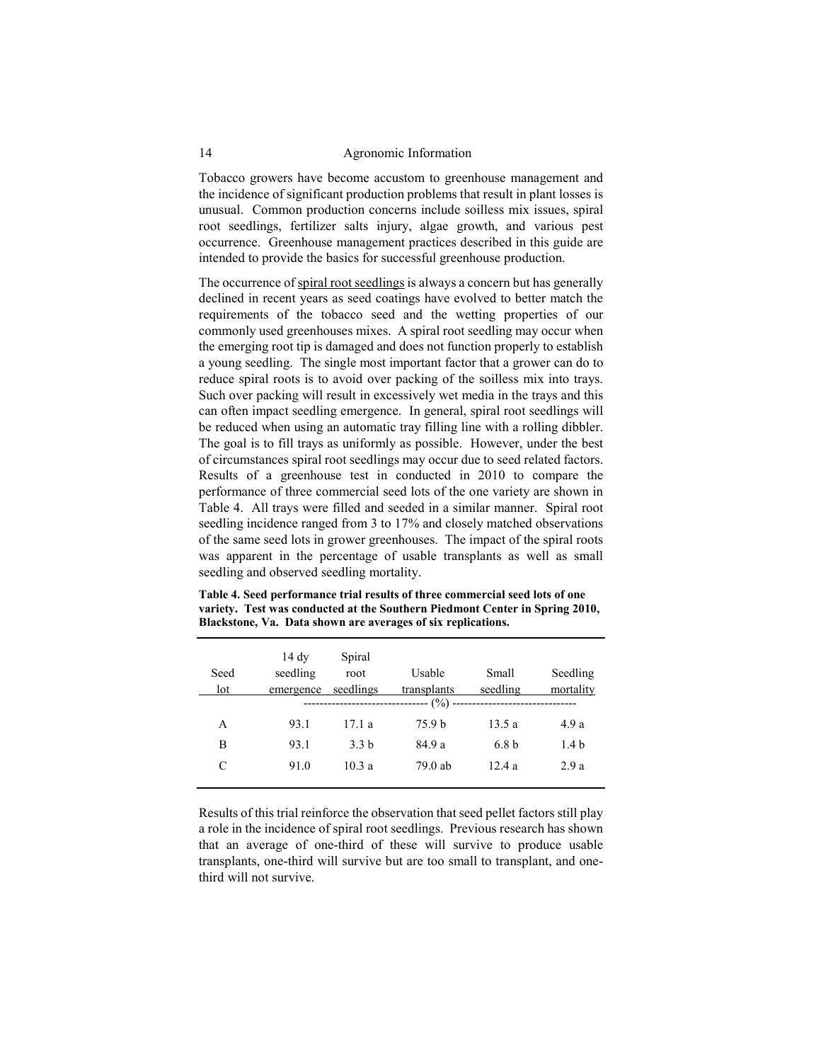Tobacco growers have become accustom to greenhouse management and the incidence of significant production problems that result in plant losses is unusual. Common production concerns include soilless mix issues, spiral root seedlings, fertilizer salts injury, algae growth, and various pest occurrence. Greenhouse management practices described in this guide are intended to provide the basics for successful greenhouse production.

The occurrence of spiral root seedlings is always a concern but has generally declined in recent years as seed coatings have evolved to better match the requirements of the tobacco seed and the wetting properties of our commonly used greenhouses mixes. A spiral root seedling may occur when the emerging root tip is damaged and does not function properly to establish a young seedling. The single most important factor that a grower can do to reduce spiral roots is to avoid over packing of the soilless mix into trays. Such over packing will result in excessively wet media in the trays and this can often impact seedling emergence. In general, spiral root seedlings will be reduced when using an automatic tray filling line with a rolling dibbler. The goal is to fill trays as uniformly as possible. However, under the best of circumstances spiral root seedlings may occur due to seed related factors. Results of a greenhouse test in conducted in 2010 to compare the performance of three commercial seed lots of the one variety are shown in Table 4. All trays were filled and seeded in a similar manner. Spiral root seedling incidence ranged from 3 to 17% and closely matched observations of the same seed lots in grower greenhouses. The impact of the spiral roots was apparent in the percentage of usable transplants as well as small seedling and observed seedling mortality.

**Table 4. Seed performance trial results of three commercial seed lots of one variety. Test was conducted at the Southern Piedmont Center in Spring 2010, Blackstone, Va. Data shown are averages of six replications.**

| Seed lot | 14 dy seedling emergence | Spiral root seedlings | Usable transplants | Small seedling | Seedling mortality |
|---|---|---|---|---|---|
| | (%) | | | | |
| A | 93.1 | 17.1 a | 75.9 b | 13.5 a | 4.9 a |
| B | 93.1 | 3.3 b | 84.9 a | 6.8 b | 1.4 b |
| C | 91.0 | 10.3 a | 79.0 ab | 12.4 a | 2.9 a |

Results of this trial reinforce the observation that seed pellet factors still play a role in the incidence of spiral root seedlings. Previous research has shown that an average of one-third of these will survive to produce usable transplants, one-third will survive but are too small to transplant, and one-third will not survive.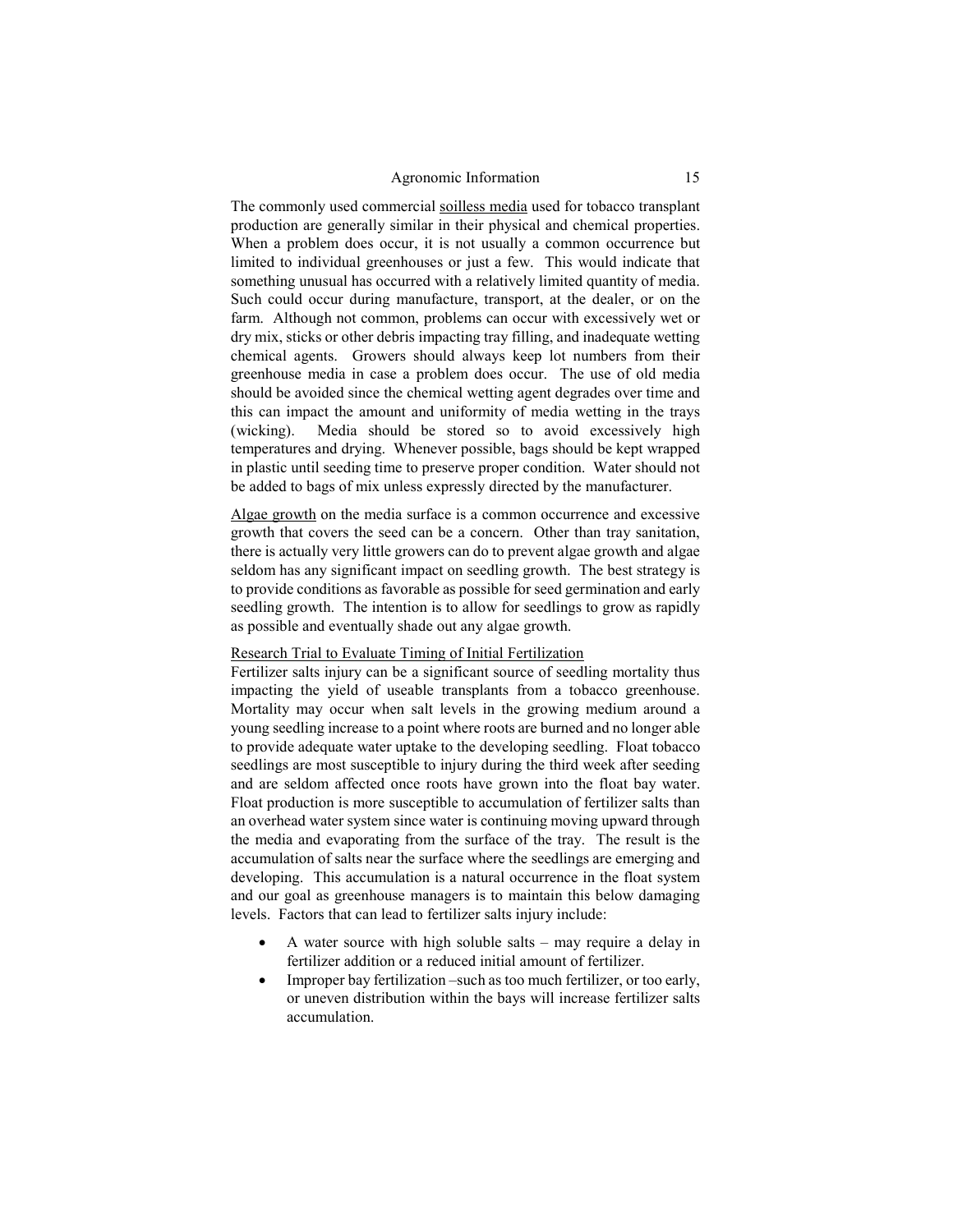The commonly used commercial soilless media used for tobacco transplant production are generally similar in their physical and chemical properties. When a problem does occur, it is not usually a common occurrence but limited to individual greenhouses or just a few. This would indicate that something unusual has occurred with a relatively limited quantity of media. Such could occur during manufacture, transport, at the dealer, or on the farm. Although not common, problems can occur with excessively wet or dry mix, sticks or other debris impacting tray filling, and inadequate wetting chemical agents. Growers should always keep lot numbers from their greenhouse media in case a problem does occur. The use of old media should be avoided since the chemical wetting agent degrades over time and this can impact the amount and uniformity of media wetting in the trays (wicking). Media should be stored so to avoid excessively high temperatures and drying. Whenever possible, bags should be kept wrapped in plastic until seeding time to preserve proper condition. Water should not be added to bags of mix unless expressly directed by the manufacturer.

Algae growth on the media surface is a common occurrence and excessive growth that covers the seed can be a concern. Other than tray sanitation, there is actually very little growers can do to prevent algae growth and algae seldom has any significant impact on seedling growth. The best strategy is to provide conditions as favorable as possible for seed germination and early seedling growth. The intention is to allow for seedlings to grow as rapidly as possible and eventually shade out any algae growth.

Research Trial to Evaluate Timing of Initial Fertilization

Fertilizer salts injury can be a significant source of seedling mortality thus impacting the yield of useable transplants from a tobacco greenhouse. Mortality may occur when salt levels in the growing medium around a young seedling increase to a point where roots are burned and no longer able to provide adequate water uptake to the developing seedling. Float tobacco seedlings are most susceptible to injury during the third week after seeding and are seldom affected once roots have grown into the float bay water. Float production is more susceptible to accumulation of fertilizer salts than an overhead water system since water is continuing moving upward through the media and evaporating from the surface of the tray. The result is the accumulation of salts near the surface where the seedlings are emerging and developing. This accumulation is a natural occurrence in the float system and our goal as greenhouse managers is to maintain this below damaging levels. Factors that can lead to fertilizer salts injury include:

- A water source with high soluble salts – may require a delay in fertilizer addition or a reduced initial amount of fertilizer.
- Improper bay fertilization –such as too much fertilizer, or too early, or uneven distribution within the bays will increase fertilizer salts accumulation.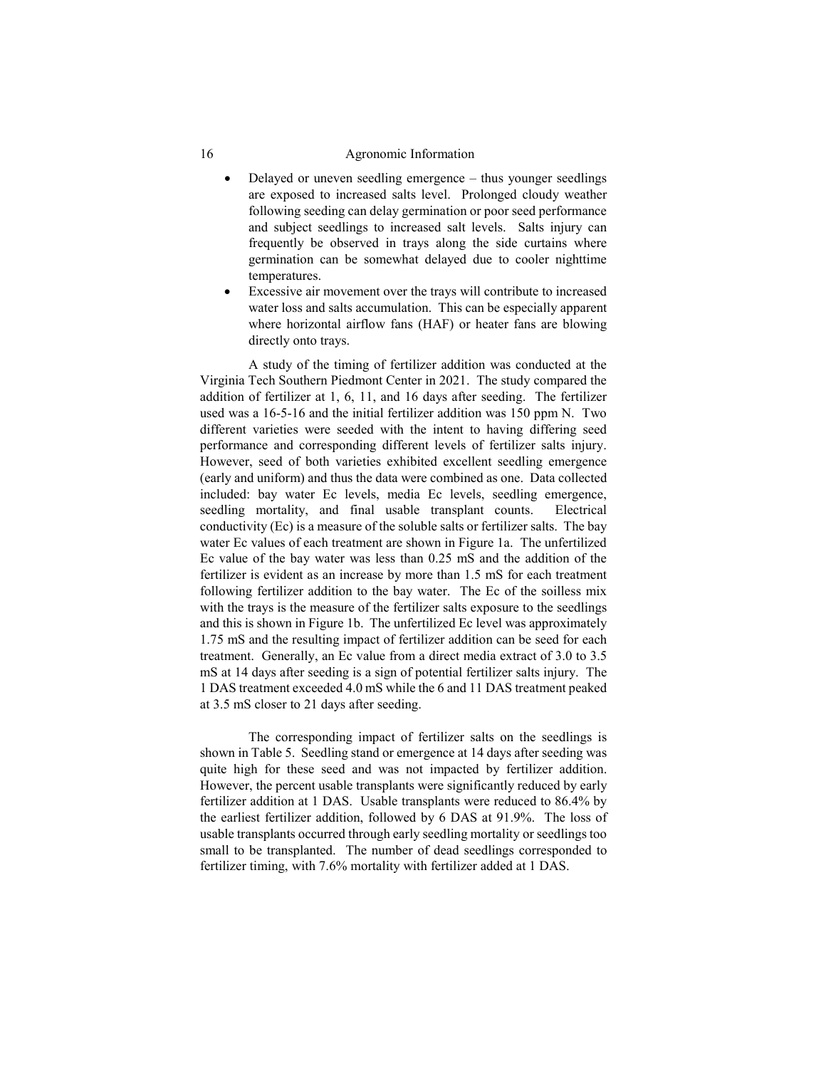- Delayed or uneven seedling emergence – thus younger seedlings are exposed to increased salts level. Prolonged cloudy weather following seeding can delay germination or poor seed performance and subject seedlings to increased salt levels. Salts injury can frequently be observed in trays along the side curtains where germination can be somewhat delayed due to cooler nighttime temperatures.
- Excessive air movement over the trays will contribute to increased water loss and salts accumulation. This can be especially apparent where horizontal airflow fans (HAF) or heater fans are blowing directly onto trays.

A study of the timing of fertilizer addition was conducted at the Virginia Tech Southern Piedmont Center in 2021. The study compared the addition of fertilizer at 1, 6, 11, and 16 days after seeding. The fertilizer used was a 16-5-16 and the initial fertilizer addition was 150 ppm N. Two different varieties were seeded with the intent to having differing seed performance and corresponding different levels of fertilizer salts injury. However, seed of both varieties exhibited excellent seedling emergence (early and uniform) and thus the data were combined as one. Data collected included: bay water Ec levels, media Ec levels, seedling emergence, seedling mortality, and final usable transplant counts. Electrical conductivity (Ec) is a measure of the soluble salts or fertilizer salts. The bay water Ec values of each treatment are shown in Figure 1a. The unfertilized Ec value of the bay water was less than 0.25 mS and the addition of the fertilizer is evident as an increase by more than 1.5 mS for each treatment following fertilizer addition to the bay water. The Ec of the soilless mix with the trays is the measure of the fertilizer salts exposure to the seedlings and this is shown in Figure 1b. The unfertilized Ec level was approximately 1.75 mS and the resulting impact of fertilizer addition can be seed for each treatment. Generally, an Ec value from a direct media extract of 3.0 to 3.5 mS at 14 days after seeding is a sign of potential fertilizer salts injury. The 1 DAS treatment exceeded 4.0 mS while the 6 and 11 DAS treatment peaked at 3.5 mS closer to 21 days after seeding.

The corresponding impact of fertilizer salts on the seedlings is shown in Table 5. Seedling stand or emergence at 14 days after seeding was quite high for these seed and was not impacted by fertilizer addition. However, the percent usable transplants were significantly reduced by early fertilizer addition at 1 DAS. Usable transplants were reduced to 86.4% by the earliest fertilizer addition, followed by 6 DAS at 91.9%. The loss of usable transplants occurred through early seedling mortality or seedlings too small to be transplanted. The number of dead seedlings corresponded to fertilizer timing, with 7.6% mortality with fertilizer added at 1 DAS.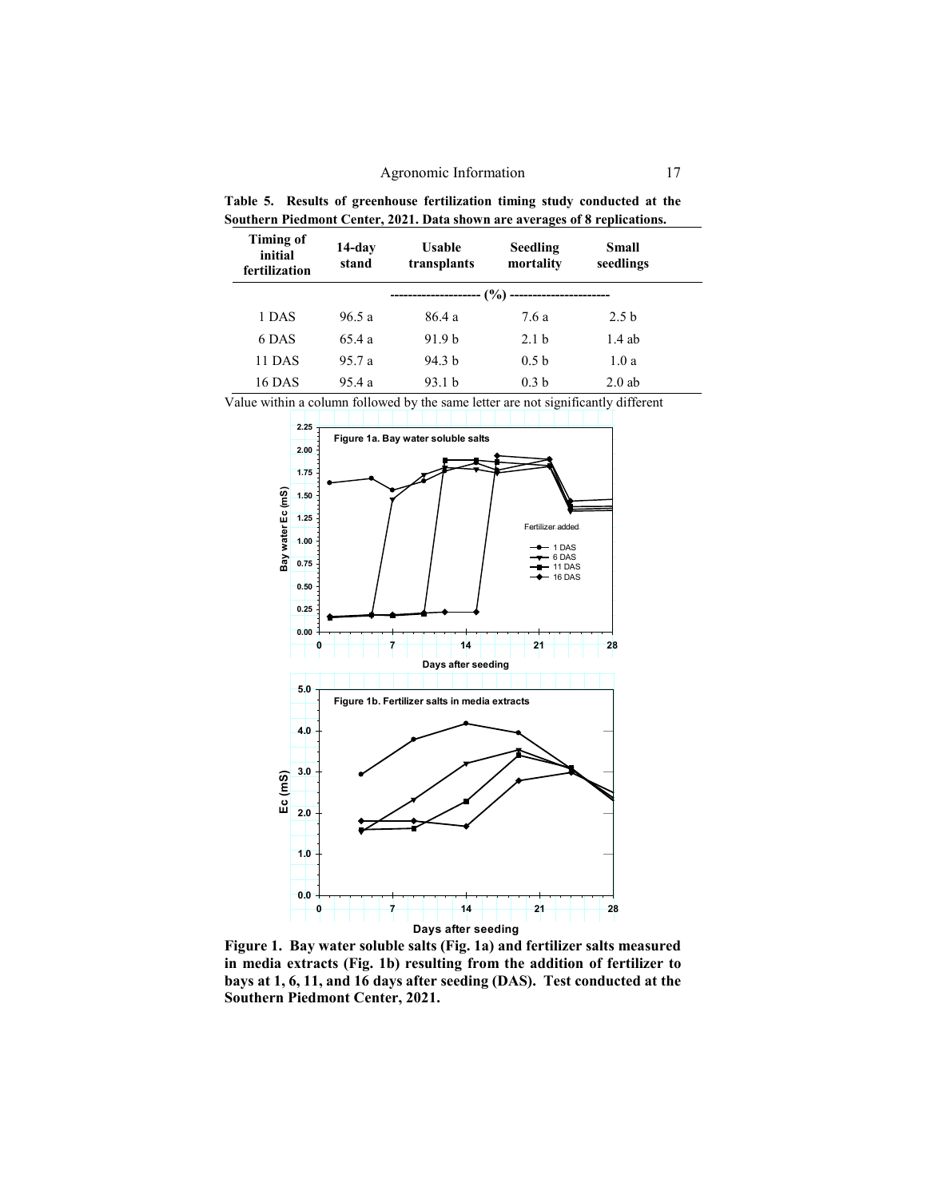**Table 5. Results of greenhouse fertilization timing study conducted at the Southern Piedmont Center, 2021. Data shown are averages of 8 replications.**

| Timing of initial fertilization | 14-day stand | Usable transplants | Seedling mortality | Small seedlings |
|---|---|---|---|---|
| | (%) | | | |
| 1 DAS | 96.5 a | 86.4 a | 7.6 a | 2.5 b |
| 6 DAS | 65.4 a | 91.9 b | 2.1 b | 1.4 ab |
| 11 DAS | 95.7 a | 94.3 b | 0.5 b | 1.0 a |
| 16 DAS | 95.4 a | 93.1 b | 0.3 b | 2.0 ab |

Value within a column followed by the same letter are not significantly different

**Figure 1. Bay water soluble salts (Fig. 1a) and fertilizer salts measured in media extracts (Fig. 1b) resulting from the addition of fertilizer to bays at 1, 6, 11, and 16 days after seeding (DAS). Test conducted at the Southern Piedmont Center, 2021.**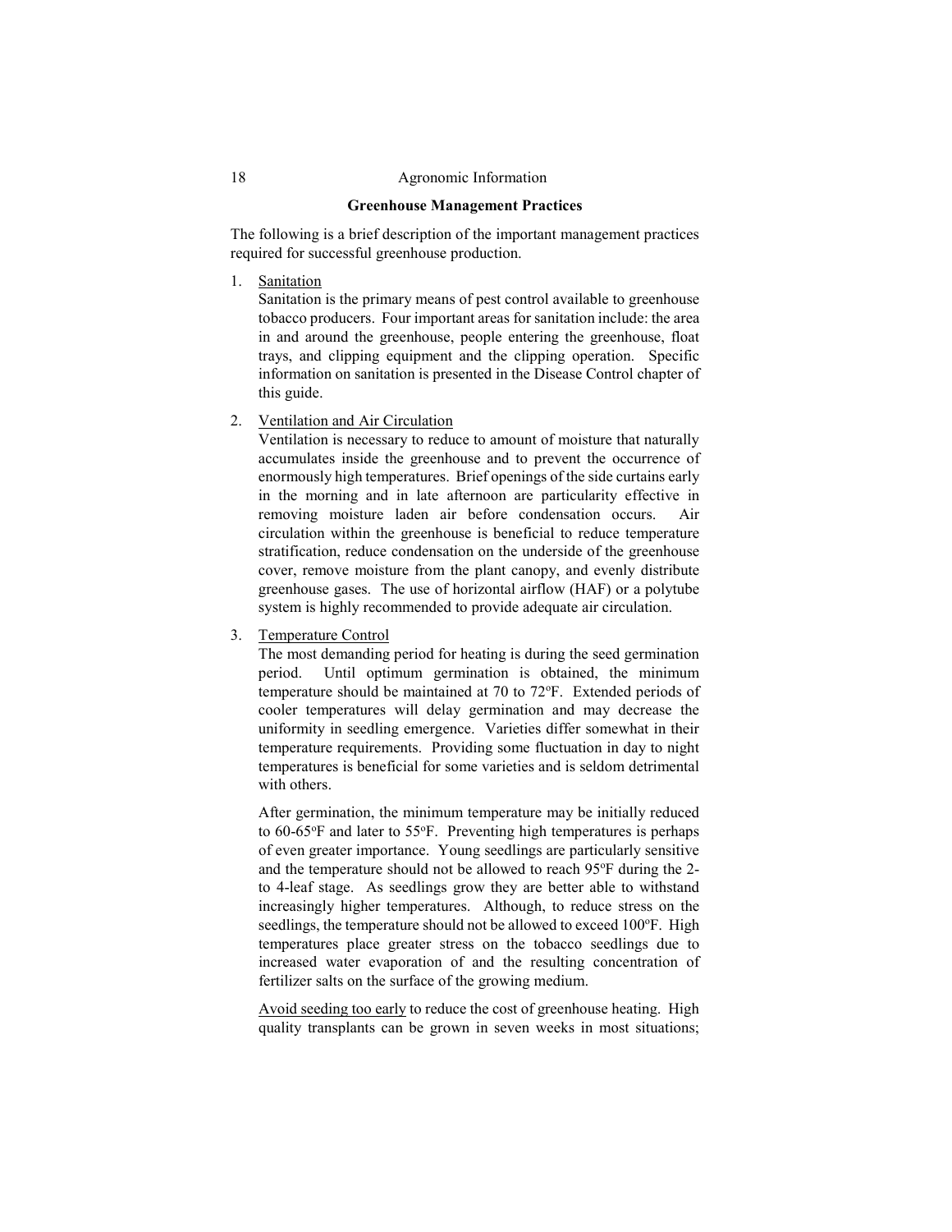## Greenhouse Management Practices

The following is a brief description of the important management practices required for successful greenhouse production.

1. Sanitation
   Sanitation is the primary means of pest control available to greenhouse tobacco producers. Four important areas for sanitation include: the area in and around the greenhouse, people entering the greenhouse, float trays, and clipping equipment and the clipping operation. Specific information on sanitation is presented in the Disease Control chapter of this guide.

2. Ventilation and Air Circulation
   Ventilation is necessary to reduce to amount of moisture that naturally accumulates inside the greenhouse and to prevent the occurrence of enormously high temperatures. Brief openings of the side curtains early in the morning and in late afternoon are particularity effective in removing moisture laden air before condensation occurs. Air circulation within the greenhouse is beneficial to reduce temperature stratification, reduce condensation on the underside of the greenhouse cover, remove moisture from the plant canopy, and evenly distribute greenhouse gases. The use of horizontal airflow (HAF) or a polytube system is highly recommended to provide adequate air circulation.

3. Temperature Control
   The most demanding period for heating is during the seed germination period. Until optimum germination is obtained, the minimum temperature should be maintained at 70 to 72ºF. Extended periods of cooler temperatures will delay germination and may decrease the uniformity in seedling emergence. Varieties differ somewhat in their temperature requirements. Providing some fluctuation in day to night temperatures is beneficial for some varieties and is seldom detrimental with others.

   After germination, the minimum temperature may be initially reduced to 60-65ºF and later to 55ºF. Preventing high temperatures is perhaps of even greater importance. Young seedlings are particularly sensitive and the temperature should not be allowed to reach 95ºF during the 2- to 4-leaf stage. As seedlings grow they are better able to withstand increasingly higher temperatures. Although, to reduce stress on the seedlings, the temperature should not be allowed to exceed 100ºF. High temperatures place greater stress on the tobacco seedlings due to increased water evaporation of and the resulting concentration of fertilizer salts on the surface of the growing medium.

   Avoid seeding too early to reduce the cost of greenhouse heating. High quality transplants can be grown in seven weeks in most situations;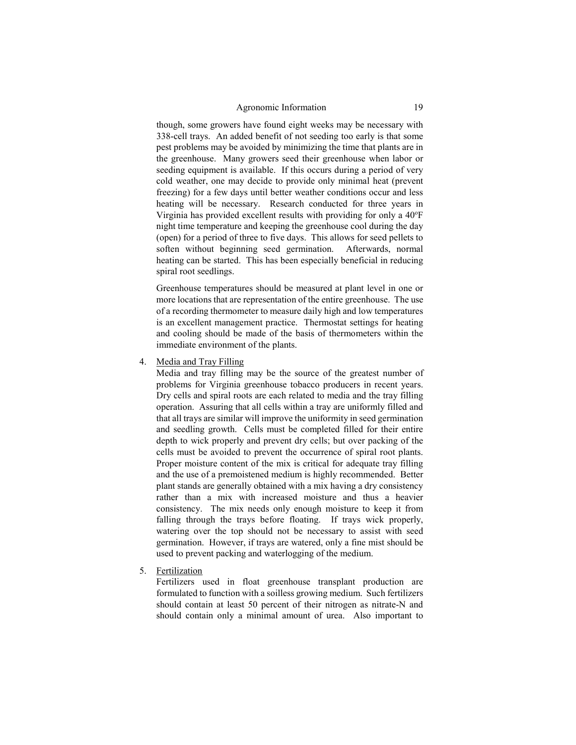though, some growers have found eight weeks may be necessary with 338-cell trays. An added benefit of not seeding too early is that some pest problems may be avoided by minimizing the time that plants are in the greenhouse. Many growers seed their greenhouse when labor or seeding equipment is available. If this occurs during a period of very cold weather, one may decide to provide only minimal heat (prevent freezing) for a few days until better weather conditions occur and less heating will be necessary. Research conducted for three years in Virginia has provided excellent results with providing for only a 40ºF night time temperature and keeping the greenhouse cool during the day (open) for a period of three to five days. This allows for seed pellets to soften without beginning seed germination. Afterwards, normal heating can be started. This has been especially beneficial in reducing spiral root seedlings.

Greenhouse temperatures should be measured at plant level in one or more locations that are representation of the entire greenhouse. The use of a recording thermometer to measure daily high and low temperatures is an excellent management practice. Thermostat settings for heating and cooling should be made of the basis of thermometers within the immediate environment of the plants.

4. Media and Tray Filling

   Media and tray filling may be the source of the greatest number of problems for Virginia greenhouse tobacco producers in recent years. Dry cells and spiral roots are each related to media and the tray filling operation. Assuring that all cells within a tray are uniformly filled and that all trays are similar will improve the uniformity in seed germination and seedling growth. Cells must be completed filled for their entire depth to wick properly and prevent dry cells; but over packing of the cells must be avoided to prevent the occurrence of spiral root plants. Proper moisture content of the mix is critical for adequate tray filling and the use of a premoistened medium is highly recommended. Better plant stands are generally obtained with a mix having a dry consistency rather than a mix with increased moisture and thus a heavier consistency. The mix needs only enough moisture to keep it from falling through the trays before floating. If trays wick properly, watering over the top should not be necessary to assist with seed germination. However, if trays are watered, only a fine mist should be used to prevent packing and waterlogging of the medium.

5. Fertilization

   Fertilizers used in float greenhouse transplant production are formulated to function with a soilless growing medium. Such fertilizers should contain at least 50 percent of their nitrogen as nitrate-N and should contain only a minimal amount of urea. Also important to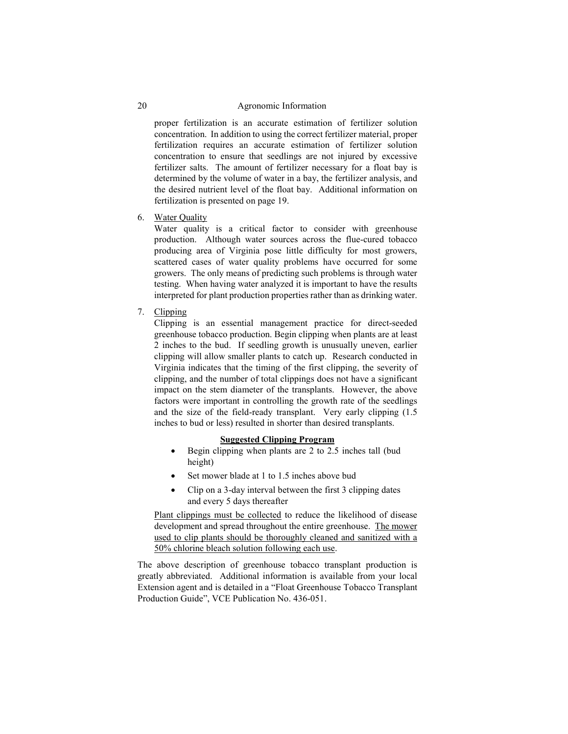proper fertilization is an accurate estimation of fertilizer solution concentration. In addition to using the correct fertilizer material, proper fertilization requires an accurate estimation of fertilizer solution concentration to ensure that seedlings are not injured by excessive fertilizer salts. The amount of fertilizer necessary for a float bay is determined by the volume of water in a bay, the fertilizer analysis, and the desired nutrient level of the float bay. Additional information on fertilization is presented on page 19.

6. <u>Water Quality</u>
   Water quality is a critical factor to consider with greenhouse production. Although water sources across the flue-cured tobacco producing area of Virginia pose little difficulty for most growers, scattered cases of water quality problems have occurred for some growers. The only means of predicting such problems is through water testing. When having water analyzed it is important to have the results interpreted for plant production properties rather than as drinking water.

7. <u>Clipping</u>
   Clipping is an essential management practice for direct-seeded greenhouse tobacco production. Begin clipping when plants are at least 2 inches to the bud. If seedling growth is unusually uneven, earlier clipping will allow smaller plants to catch up. Research conducted in Virginia indicates that the timing of the first clipping, the severity of clipping, and the number of total clippings does not have a significant impact on the stem diameter of the transplants. However, the above factors were important in controlling the growth rate of the seedlings and the size of the field-ready transplant. Very early clipping (1.5 inches to bud or less) resulted in shorter than desired transplants.

   **<u>Suggested Clipping Program</u>**

   - Begin clipping when plants are 2 to 2.5 inches tall (bud height)
   - Set mower blade at 1 to 1.5 inches above bud
   - Clip on a 3-day interval between the first 3 clipping dates and every 5 days thereafter

   <u>Plant clippings must be collected</u> to reduce the likelihood of disease development and spread throughout the entire greenhouse. <u>The mower used to clip plants should be thoroughly cleaned and sanitized with a 50% chlorine bleach solution following each use</u>.

The above description of greenhouse tobacco transplant production is greatly abbreviated. Additional information is available from your local Extension agent and is detailed in a "Float Greenhouse Tobacco Transplant Production Guide", VCE Publication No. 436-051.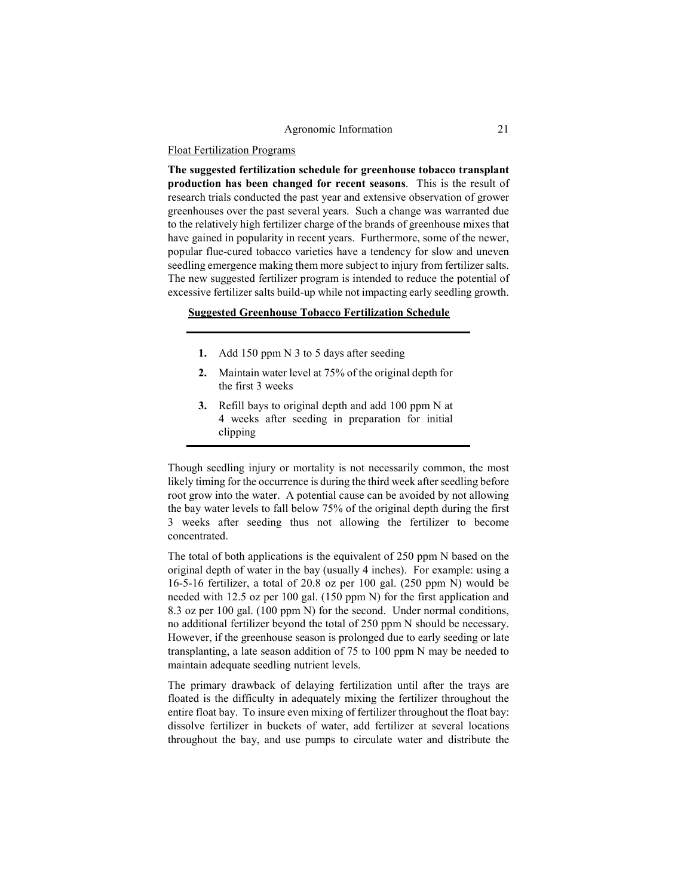Float Fertilization Programs

**The suggested fertilization schedule for greenhouse tobacco transplant production has been changed for recent seasons**. This is the result of research trials conducted the past year and extensive observation of grower greenhouses over the past several years. Such a change was warranted due to the relatively high fertilizer charge of the brands of greenhouse mixes that have gained in popularity in recent years. Furthermore, some of the newer, popular flue-cured tobacco varieties have a tendency for slow and uneven seedling emergence making them more subject to injury from fertilizer salts. The new suggested fertilizer program is intended to reduce the potential of excessive fertilizer salts build-up while not impacting early seedling growth.

**Suggested Greenhouse Tobacco Fertilization Schedule**

1. Add 150 ppm N 3 to 5 days after seeding
2. Maintain water level at 75% of the original depth for the first 3 weeks
3. Refill bays to original depth and add 100 ppm N at 4 weeks after seeding in preparation for initial clipping

Though seedling injury or mortality is not necessarily common, the most likely timing for the occurrence is during the third week after seedling before root grow into the water. A potential cause can be avoided by not allowing the bay water levels to fall below 75% of the original depth during the first 3 weeks after seeding thus not allowing the fertilizer to become concentrated.

The total of both applications is the equivalent of 250 ppm N based on the original depth of water in the bay (usually 4 inches). For example: using a 16-5-16 fertilizer, a total of 20.8 oz per 100 gal. (250 ppm N) would be needed with 12.5 oz per 100 gal. (150 ppm N) for the first application and 8.3 oz per 100 gal. (100 ppm N) for the second. Under normal conditions, no additional fertilizer beyond the total of 250 ppm N should be necessary. However, if the greenhouse season is prolonged due to early seeding or late transplanting, a late season addition of 75 to 100 ppm N may be needed to maintain adequate seedling nutrient levels.

The primary drawback of delaying fertilization until after the trays are floated is the difficulty in adequately mixing the fertilizer throughout the entire float bay. To insure even mixing of fertilizer throughout the float bay: dissolve fertilizer in buckets of water, add fertilizer at several locations throughout the bay, and use pumps to circulate water and distribute the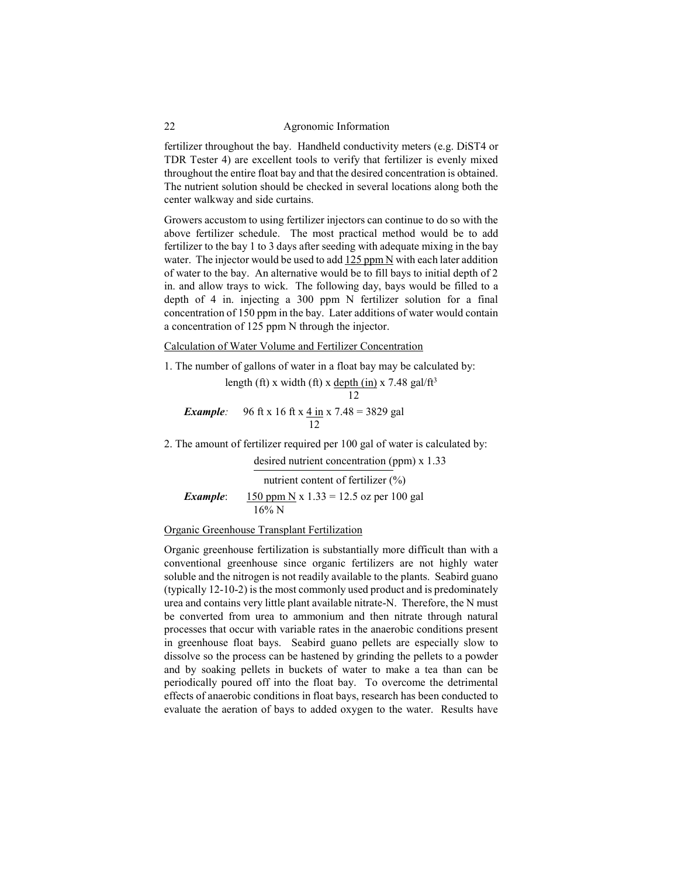fertilizer throughout the bay. Handheld conductivity meters (e.g. DiST4 or TDR Tester 4) are excellent tools to verify that fertilizer is evenly mixed throughout the entire float bay and that the desired concentration is obtained. The nutrient solution should be checked in several locations along both the center walkway and side curtains.

Growers accustom to using fertilizer injectors can continue to do so with the above fertilizer schedule. The most practical method would be to add fertilizer to the bay 1 to 3 days after seeding with adequate mixing in the bay water. The injector would be used to add <u>125 ppm N</u> with each later addition of water to the bay. An alternative would be to fill bays to initial depth of 2 in. and allow trays to wick. The following day, bays would be filled to a depth of 4 in. injecting a 300 ppm N fertilizer solution for a final concentration of 150 ppm in the bay. Later additions of water would contain a concentration of 125 ppm N through the injector.

## Calculation of Water Volume and Fertilizer Concentration

1. The number of gallons of water in a float bay may be calculated by:

$$\text{length (ft)} \times \text{width (ft)} \times \frac{\text{depth (in)}}{12} \times 7.48 \text{ gal/ft}^3$$

***Example:*** $96 \text{ ft} \times 16 \text{ ft} \times \frac{4 \text{ in}}{12} \times 7.48 = 3829 \text{ gal}$

2. The amount of fertilizer required per 100 gal of water is calculated by:

$$\frac{\text{desired nutrient concentration (ppm)} \times 1.33}{\text{nutrient content of fertilizer (\%)}}$$

***Example:*** $\frac{150 \text{ ppm N}}{16\% \text{ N}} \times 1.33 = 12.5 \text{ oz per 100 gal}$

## Organic Greenhouse Transplant Fertilization

Organic greenhouse fertilization is substantially more difficult than with a conventional greenhouse since organic fertilizers are not highly water soluble and the nitrogen is not readily available to the plants. Seabird guano (typically 12-10-2) is the most commonly used product and is predominately urea and contains very little plant available nitrate-N. Therefore, the N must be converted from urea to ammonium and then nitrate through natural processes that occur with variable rates in the anaerobic conditions present in greenhouse float bays. Seabird guano pellets are especially slow to dissolve so the process can be hastened by grinding the pellets to a powder and by soaking pellets in buckets of water to make a tea than can be periodically poured off into the float bay. To overcome the detrimental effects of anaerobic conditions in float bays, research has been conducted to evaluate the aeration of bays to added oxygen to the water. Results have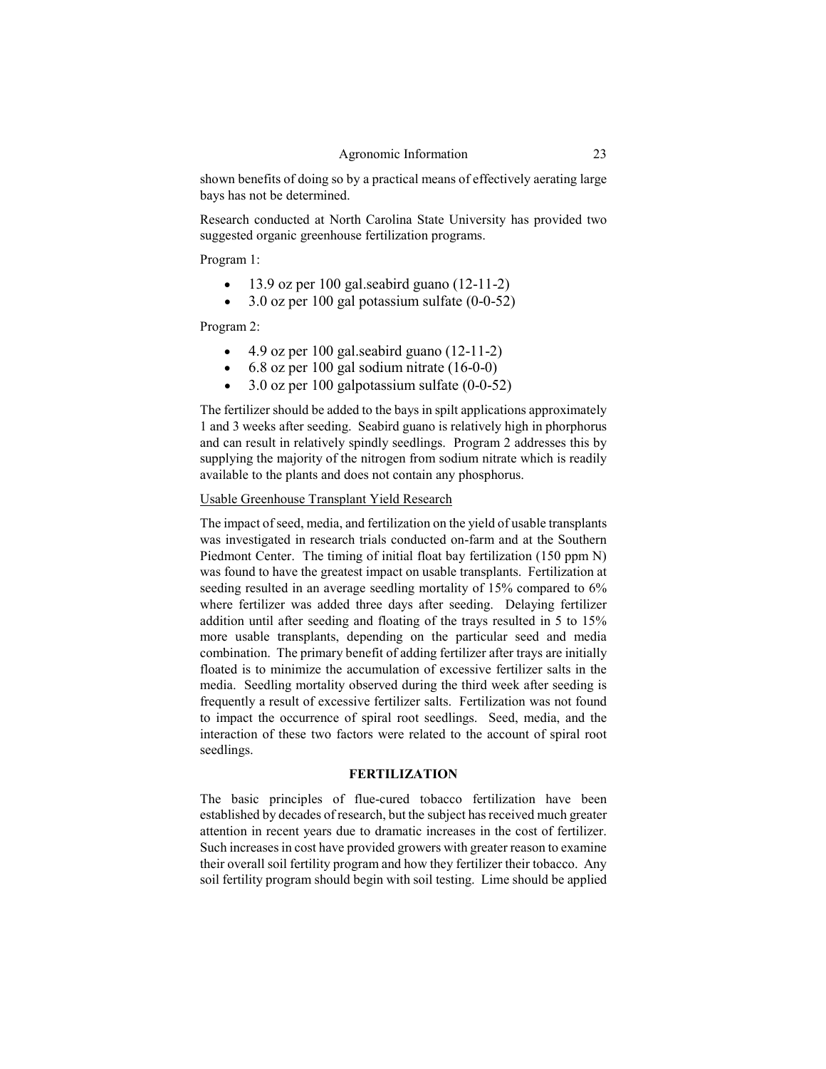shown benefits of doing so by a practical means of effectively aerating large bays has not be determined.

Research conducted at North Carolina State University has provided two suggested organic greenhouse fertilization programs.

Program 1:

- 13.9 oz per 100 gal.seabird guano (12-11-2)
- 3.0 oz per 100 gal potassium sulfate (0-0-52)

Program 2:

- 4.9 oz per 100 gal.seabird guano (12-11-2)
- 6.8 oz per 100 gal sodium nitrate (16-0-0)
- 3.0 oz per 100 galpotassium sulfate (0-0-52)

The fertilizer should be added to the bays in spilt applications approximately 1 and 3 weeks after seeding. Seabird guano is relatively high in phorphorus and can result in relatively spindly seedlings. Program 2 addresses this by supplying the majority of the nitrogen from sodium nitrate which is readily available to the plants and does not contain any phosphorus.

Usable Greenhouse Transplant Yield Research

The impact of seed, media, and fertilization on the yield of usable transplants was investigated in research trials conducted on-farm and at the Southern Piedmont Center. The timing of initial float bay fertilization (150 ppm N) was found to have the greatest impact on usable transplants. Fertilization at seeding resulted in an average seedling mortality of 15% compared to 6% where fertilizer was added three days after seeding. Delaying fertilizer addition until after seeding and floating of the trays resulted in 5 to 15% more usable transplants, depending on the particular seed and media combination. The primary benefit of adding fertilizer after trays are initially floated is to minimize the accumulation of excessive fertilizer salts in the media. Seedling mortality observed during the third week after seeding is frequently a result of excessive fertilizer salts. Fertilization was not found to impact the occurrence of spiral root seedlings. Seed, media, and the interaction of these two factors were related to the account of spiral root seedlings.

## FERTILIZATION

The basic principles of flue-cured tobacco fertilization have been established by decades of research, but the subject has received much greater attention in recent years due to dramatic increases in the cost of fertilizer. Such increases in cost have provided growers with greater reason to examine their overall soil fertility program and how they fertilizer their tobacco. Any soil fertility program should begin with soil testing. Lime should be applied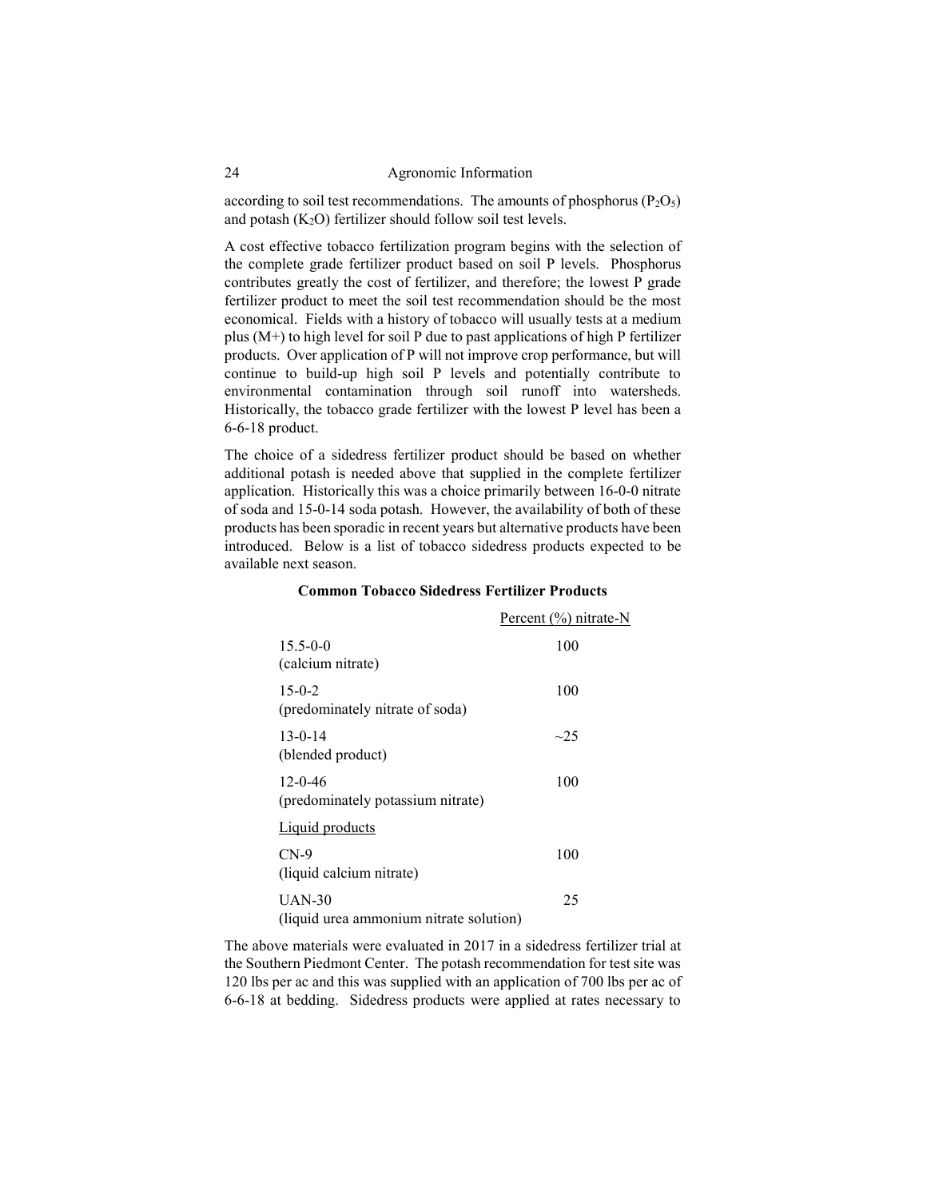according to soil test recommendations. The amounts of phosphorus ($P_2O_5$) and potash ($K_2O$) fertilizer should follow soil test levels.

A cost effective tobacco fertilization program begins with the selection of the complete grade fertilizer product based on soil P levels. Phosphorus contributes greatly the cost of fertilizer, and therefore; the lowest P grade fertilizer product to meet the soil test recommendation should be the most economical. Fields with a history of tobacco will usually tests at a medium plus (M+) to high level for soil P due to past applications of high P fertilizer products. Over application of P will not improve crop performance, but will continue to build-up high soil P levels and potentially contribute to environmental contamination through soil runoff into watersheds. Historically, the tobacco grade fertilizer with the lowest P level has been a 6-6-18 product.

The choice of a sidedress fertilizer product should be based on whether additional potash is needed above that supplied in the complete fertilizer application. Historically this was a choice primarily between 16-0-0 nitrate of soda and 15-0-14 soda potash. However, the availability of both of these products has been sporadic in recent years but alternative products have been introduced. Below is a list of tobacco sidedress products expected to be available next season.

**Common Tobacco Sidedress Fertilizer Products**

| | Percent (%) nitrate-N |
|---|---|
| 15.5-0-0 (calcium nitrate) | 100 |
| 15-0-2 (predominately nitrate of soda) | 100 |
| 13-0-14 (blended product) | ~25 |
| 12-0-46 (predominately potassium nitrate) | 100 |
| Liquid products | |
| CN-9 (liquid calcium nitrate) | 100 |
| UAN-30 (liquid urea ammonium nitrate solution) | 25 |

The above materials were evaluated in 2017 in a sidedress fertilizer trial at the Southern Piedmont Center. The potash recommendation for test site was 120 lbs per ac and this was supplied with an application of 700 lbs per ac of 6-6-18 at bedding. Sidedress products were applied at rates necessary to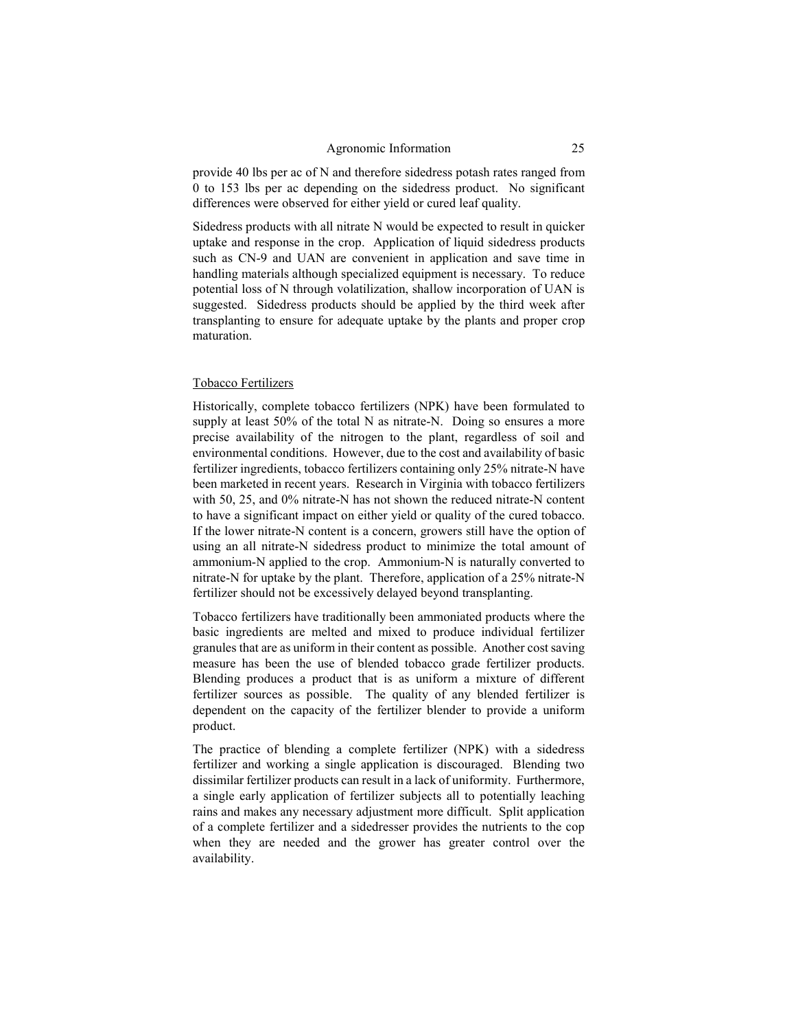provide 40 lbs per ac of N and therefore sidedress potash rates ranged from 0 to 153 lbs per ac depending on the sidedress product. No significant differences were observed for either yield or cured leaf quality.

Sidedress products with all nitrate N would be expected to result in quicker uptake and response in the crop. Application of liquid sidedress products such as CN-9 and UAN are convenient in application and save time in handling materials although specialized equipment is necessary. To reduce potential loss of N through volatilization, shallow incorporation of UAN is suggested. Sidedress products should be applied by the third week after transplanting to ensure for adequate uptake by the plants and proper crop maturation.

## Tobacco Fertilizers

Historically, complete tobacco fertilizers (NPK) have been formulated to supply at least 50% of the total N as nitrate-N. Doing so ensures a more precise availability of the nitrogen to the plant, regardless of soil and environmental conditions. However, due to the cost and availability of basic fertilizer ingredients, tobacco fertilizers containing only 25% nitrate-N have been marketed in recent years. Research in Virginia with tobacco fertilizers with 50, 25, and 0% nitrate-N has not shown the reduced nitrate-N content to have a significant impact on either yield or quality of the cured tobacco. If the lower nitrate-N content is a concern, growers still have the option of using an all nitrate-N sidedress product to minimize the total amount of ammonium-N applied to the crop. Ammonium-N is naturally converted to nitrate-N for uptake by the plant. Therefore, application of a 25% nitrate-N fertilizer should not be excessively delayed beyond transplanting.

Tobacco fertilizers have traditionally been ammoniated products where the basic ingredients are melted and mixed to produce individual fertilizer granules that are as uniform in their content as possible. Another cost saving measure has been the use of blended tobacco grade fertilizer products. Blending produces a product that is as uniform a mixture of different fertilizer sources as possible. The quality of any blended fertilizer is dependent on the capacity of the fertilizer blender to provide a uniform product.

The practice of blending a complete fertilizer (NPK) with a sidedress fertilizer and working a single application is discouraged. Blending two dissimilar fertilizer products can result in a lack of uniformity. Furthermore, a single early application of fertilizer subjects all to potentially leaching rains and makes any necessary adjustment more difficult. Split application of a complete fertilizer and a sidedresser provides the nutrients to the cop when they are needed and the grower has greater control over the availability.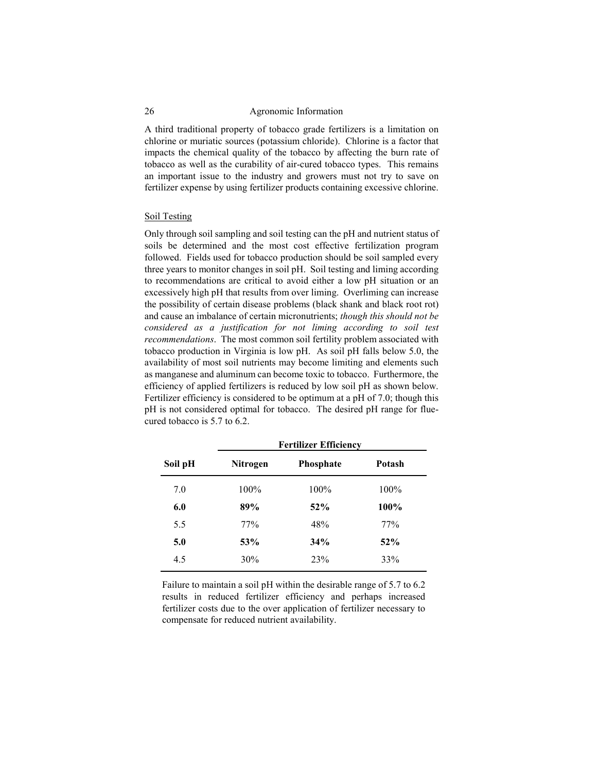A third traditional property of tobacco grade fertilizers is a limitation on chlorine or muriatic sources (potassium chloride). Chlorine is a factor that impacts the chemical quality of the tobacco by affecting the burn rate of tobacco as well as the curability of air-cured tobacco types. This remains an important issue to the industry and growers must not try to save on fertilizer expense by using fertilizer products containing excessive chlorine.

## Soil Testing

Only through soil sampling and soil testing can the pH and nutrient status of soils be determined and the most cost effective fertilization program followed. Fields used for tobacco production should be soil sampled every three years to monitor changes in soil pH. Soil testing and liming according to recommendations are critical to avoid either a low pH situation or an excessively high pH that results from over liming. Overliming can increase the possibility of certain disease problems (black shank and black root rot) and cause an imbalance of certain micronutrients; *though this should not be considered as a justification for not liming according to soil test recommendations*. The most common soil fertility problem associated with tobacco production in Virginia is low pH. As soil pH falls below 5.0, the availability of most soil nutrients may become limiting and elements such as manganese and aluminum can become toxic to tobacco. Furthermore, the efficiency of applied fertilizers is reduced by low soil pH as shown below. Fertilizer efficiency is considered to be optimum at a pH of 7.0; though this pH is not considered optimal for tobacco. The desired pH range for flue-cured tobacco is 5.7 to 6.2.

| | **Fertilizer Efficiency** | | |
|---|---|---|---|
| **Soil pH** | **Nitrogen** | **Phosphate** | **Potash** |
| 7.0 | 100% | 100% | 100% |
| **6.0** | **89%** | **52%** | **100%** |
| 5.5 | 77% | 48% | 77% |
| **5.0** | **53%** | **34%** | **52%** |
| 4.5 | 30% | 23% | 33% |

Failure to maintain a soil pH within the desirable range of 5.7 to 6.2 results in reduced fertilizer efficiency and perhaps increased fertilizer costs due to the over application of fertilizer necessary to compensate for reduced nutrient availability.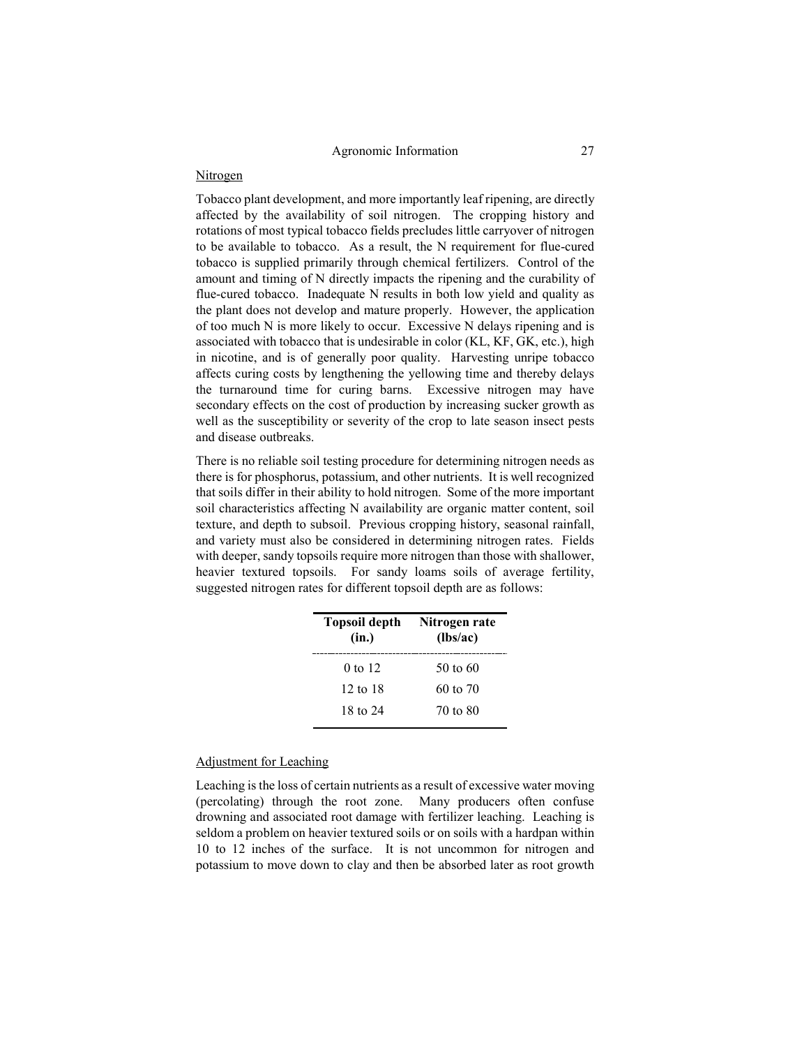## Nitrogen

Tobacco plant development, and more importantly leaf ripening, are directly affected by the availability of soil nitrogen. The cropping history and rotations of most typical tobacco fields precludes little carryover of nitrogen to be available to tobacco. As a result, the N requirement for flue-cured tobacco is supplied primarily through chemical fertilizers. Control of the amount and timing of N directly impacts the ripening and the curability of flue-cured tobacco. Inadequate N results in both low yield and quality as the plant does not develop and mature properly. However, the application of too much N is more likely to occur. Excessive N delays ripening and is associated with tobacco that is undesirable in color (KL, KF, GK, etc.), high in nicotine, and is of generally poor quality. Harvesting unripe tobacco affects curing costs by lengthening the yellowing time and thereby delays the turnaround time for curing barns. Excessive nitrogen may have secondary effects on the cost of production by increasing sucker growth as well as the susceptibility or severity of the crop to late season insect pests and disease outbreaks.

There is no reliable soil testing procedure for determining nitrogen needs as there is for phosphorus, potassium, and other nutrients. It is well recognized that soils differ in their ability to hold nitrogen. Some of the more important soil characteristics affecting N availability are organic matter content, soil texture, and depth to subsoil. Previous cropping history, seasonal rainfall, and variety must also be considered in determining nitrogen rates. Fields with deeper, sandy topsoils require more nitrogen than those with shallower, heavier textured topsoils. For sandy loams soils of average fertility, suggested nitrogen rates for different topsoil depth are as follows:

| Topsoil depth (in.) | Nitrogen rate (lbs/ac) |
|---|---|
| 0 to 12 | 50 to 60 |
| 12 to 18 | 60 to 70 |
| 18 to 24 | 70 to 80 |

## Adjustment for Leaching

Leaching is the loss of certain nutrients as a result of excessive water moving (percolating) through the root zone. Many producers often confuse drowning and associated root damage with fertilizer leaching. Leaching is seldom a problem on heavier textured soils or on soils with a hardpan within 10 to 12 inches of the surface. It is not uncommon for nitrogen and potassium to move down to clay and then be absorbed later as root growth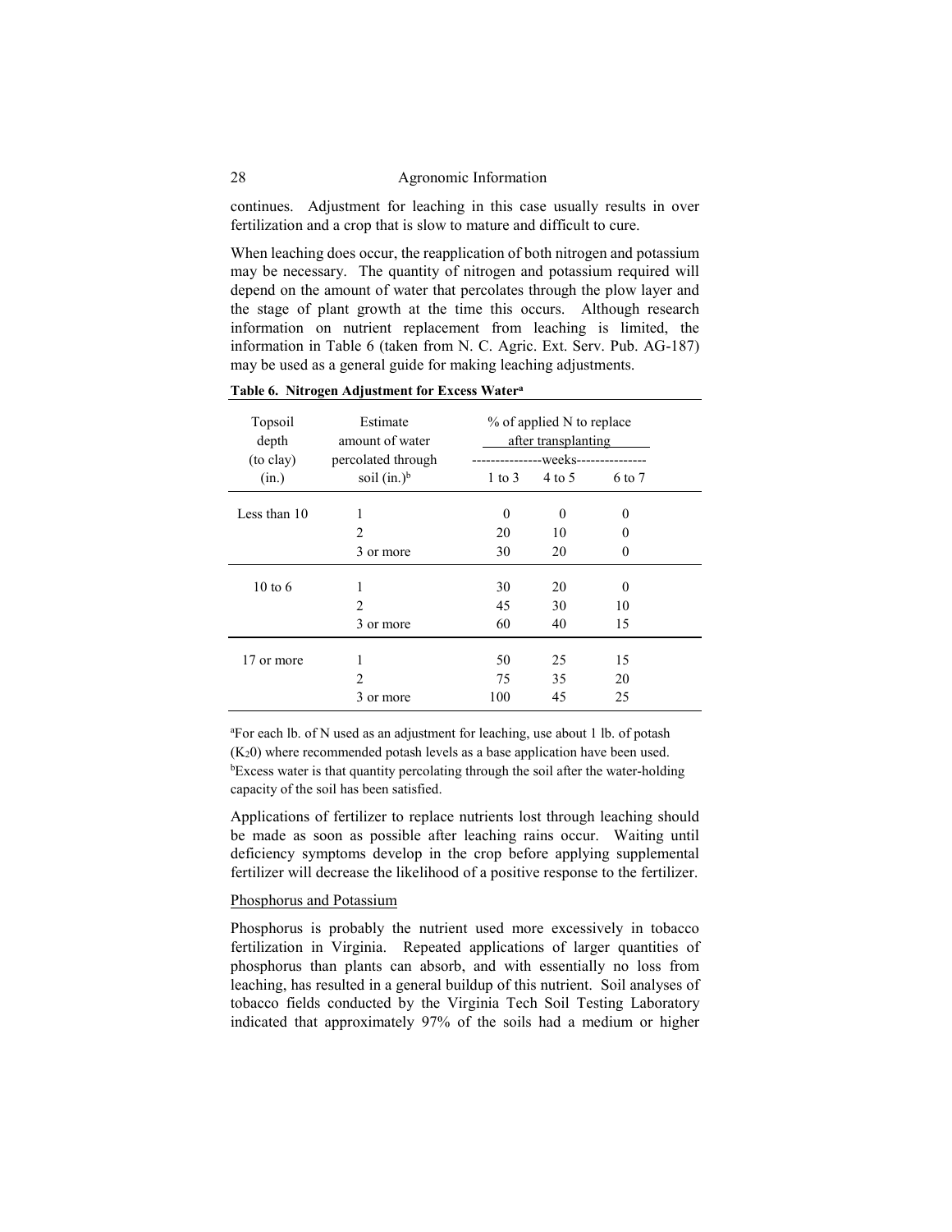continues. Adjustment for leaching in this case usually results in over fertilization and a crop that is slow to mature and difficult to cure.

When leaching does occur, the reapplication of both nitrogen and potassium may be necessary. The quantity of nitrogen and potassium required will depend on the amount of water that percolates through the plow layer and the stage of plant growth at the time this occurs. Although research information on nutrient replacement from leaching is limited, the information in Table 6 (taken from N. C. Agric. Ext. Serv. Pub. AG-187) may be used as a general guide for making leaching adjustments.

**Table 6. Nitrogen Adjustment for Excess Water[a]**

| Topsoil depth (to clay) (in.) | Estimate amount of water percolated through soil (in.)[b] | % of applied N to replace after transplanting | | |
|---|---|---|---|---|
| | | ---------------weeks--------------- | | |
| | | 1 to 3 | 4 to 5 | 6 to 7 |
| Less than 10 | 1 | 0 | 0 | 0 |
| | 2 | 20 | 10 | 0 |
| | 3 or more | 30 | 20 | 0 |
| 10 to 6 | 1 | 30 | 20 | 0 |
| | 2 | 45 | 30 | 10 |
| | 3 or more | 60 | 40 | 15 |
| 17 or more | 1 | 50 | 25 | 15 |
| | 2 | 75 | 35 | 20 |
| | 3 or more | 100 | 45 | 25 |

[a]For each lb. of N used as an adjustment for leaching, use about 1 lb. of potash ($K_20$) where recommended potash levels as a base application have been used.
[b]Excess water is that quantity percolating through the soil after the water-holding capacity of the soil has been satisfied.

Applications of fertilizer to replace nutrients lost through leaching should be made as soon as possible after leaching rains occur. Waiting until deficiency symptoms develop in the crop before applying supplemental fertilizer will decrease the likelihood of a positive response to the fertilizer.

Phosphorus and Potassium

Phosphorus is probably the nutrient used more excessively in tobacco fertilization in Virginia. Repeated applications of larger quantities of phosphorus than plants can absorb, and with essentially no loss from leaching, has resulted in a general buildup of this nutrient. Soil analyses of tobacco fields conducted by the Virginia Tech Soil Testing Laboratory indicated that approximately 97% of the soils had a medium or higher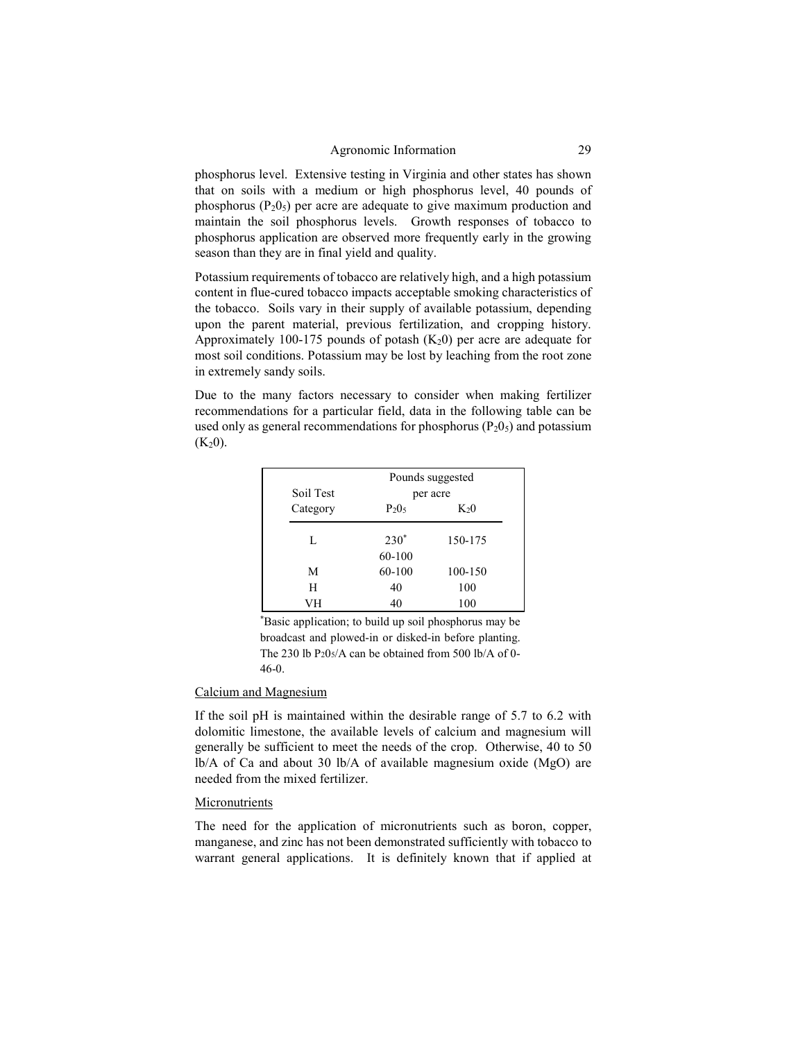phosphorus level. Extensive testing in Virginia and other states has shown that on soils with a medium or high phosphorus level, 40 pounds of phosphorus ($P_2O_5$) per acre are adequate to give maximum production and maintain the soil phosphorus levels. Growth responses of tobacco to phosphorus application are observed more frequently early in the growing season than they are in final yield and quality.

Potassium requirements of tobacco are relatively high, and a high potassium content in flue-cured tobacco impacts acceptable smoking characteristics of the tobacco. Soils vary in their supply of available potassium, depending upon the parent material, previous fertilization, and cropping history. Approximately 100-175 pounds of potash ($K_2O$) per acre are adequate for most soil conditions. Potassium may be lost by leaching from the root zone in extremely sandy soils.

Due to the many factors necessary to consider when making fertilizer recommendations for a particular field, data in the following table can be used only as general recommendations for phosphorus ($P_2O_5$) and potassium ($K_2O$).

| Soil Test Category | Pounds suggested per acre | |
|---|---|---|
| | $P_2O_5$ | $K_2O$ |
| L | 230* 60-100 | 150-175 |
| M | 60-100 | 100-150 |
| H | 40 | 100 |
| VH | 40 | 100 |

*Basic application; to build up soil phosphorus may be broadcast and plowed-in or disked-in before planting. The 230 lb $P_2O_5$/A can be obtained from 500 lb/A of 0-46-0.

Calcium and Magnesium

If the soil pH is maintained within the desirable range of 5.7 to 6.2 with dolomitic limestone, the available levels of calcium and magnesium will generally be sufficient to meet the needs of the crop. Otherwise, 40 to 50 lb/A of Ca and about 30 lb/A of available magnesium oxide ($MgO$) are needed from the mixed fertilizer.

Micronutrients

The need for the application of micronutrients such as boron, copper, manganese, and zinc has not been demonstrated sufficiently with tobacco to warrant general applications. It is definitely known that if applied at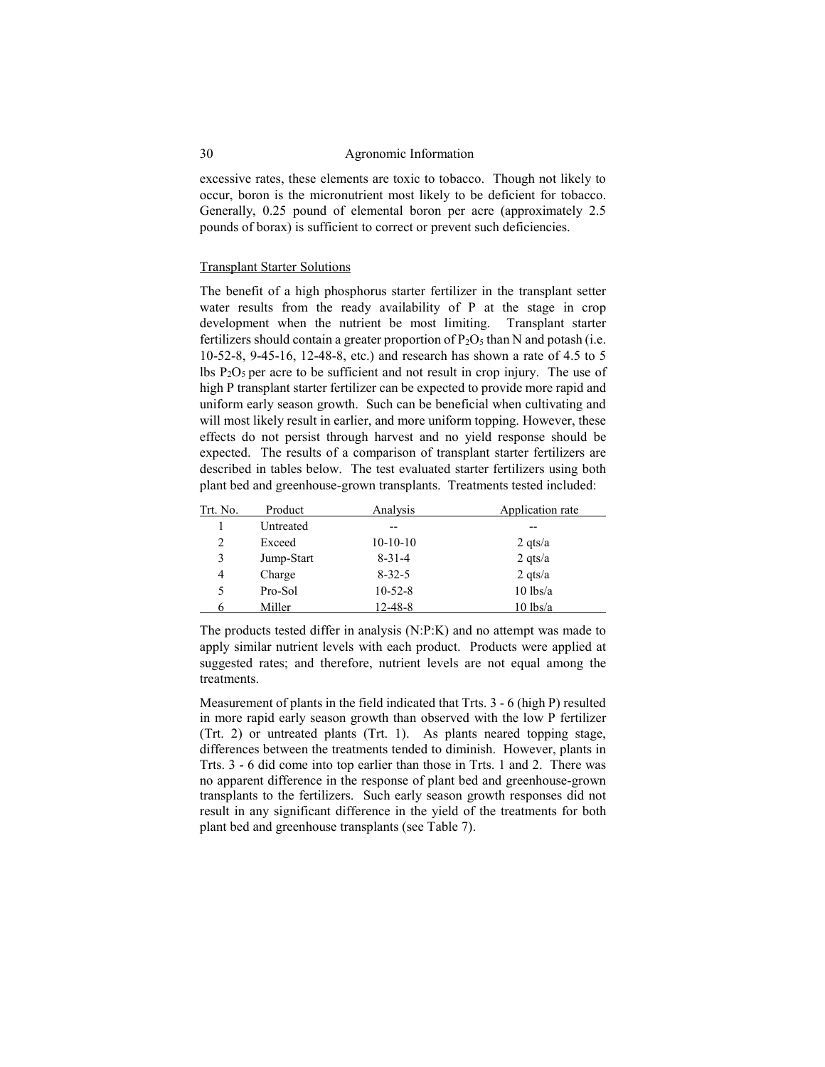excessive rates, these elements are toxic to tobacco. Though not likely to occur, boron is the micronutrient most likely to be deficient for tobacco. Generally, 0.25 pound of elemental boron per acre (approximately 2.5 pounds of borax) is sufficient to correct or prevent such deficiencies.

## Transplant Starter Solutions

The benefit of a high phosphorus starter fertilizer in the transplant setter water results from the ready availability of P at the stage in crop development when the nutrient be most limiting. Transplant starter fertilizers should contain a greater proportion of $P_2O_5$ than N and potash (i.e. 10-52-8, 9-45-16, 12-48-8, etc.) and research has shown a rate of 4.5 to 5 lbs $P_2O_5$ per acre to be sufficient and not result in crop injury. The use of high P transplant starter fertilizer can be expected to provide more rapid and uniform early season growth. Such can be beneficial when cultivating and will most likely result in earlier, and more uniform topping. However, these effects do not persist through harvest and no yield response should be expected. The results of a comparison of transplant starter fertilizers are described in tables below. The test evaluated starter fertilizers using both plant bed and greenhouse-grown transplants. Treatments tested included:

| Trt. No. | Product | Analysis | Application rate |
|---|---|---|---|
| 1 | Untreated | -- | -- |
| 2 | Exceed | 10-10-10 | 2 qts/a |
| 3 | Jump-Start | 8-31-4 | 2 qts/a |
| 4 | Charge | 8-32-5 | 2 qts/a |
| 5 | Pro-Sol | 10-52-8 | 10 lbs/a |
| 6 | Miller | 12-48-8 | 10 lbs/a |

The products tested differ in analysis (N:P:K) and no attempt was made to apply similar nutrient levels with each product. Products were applied at suggested rates; and therefore, nutrient levels are not equal among the treatments.

Measurement of plants in the field indicated that Trts. 3 - 6 (high P) resulted in more rapid early season growth than observed with the low P fertilizer (Trt. 2) or untreated plants (Trt. 1). As plants neared topping stage, differences between the treatments tended to diminish. However, plants in Trts. 3 - 6 did come into top earlier than those in Trts. 1 and 2. There was no apparent difference in the response of plant bed and greenhouse-grown transplants to the fertilizers. Such early season growth responses did not result in any significant difference in the yield of the treatments for both plant bed and greenhouse transplants (see Table 7).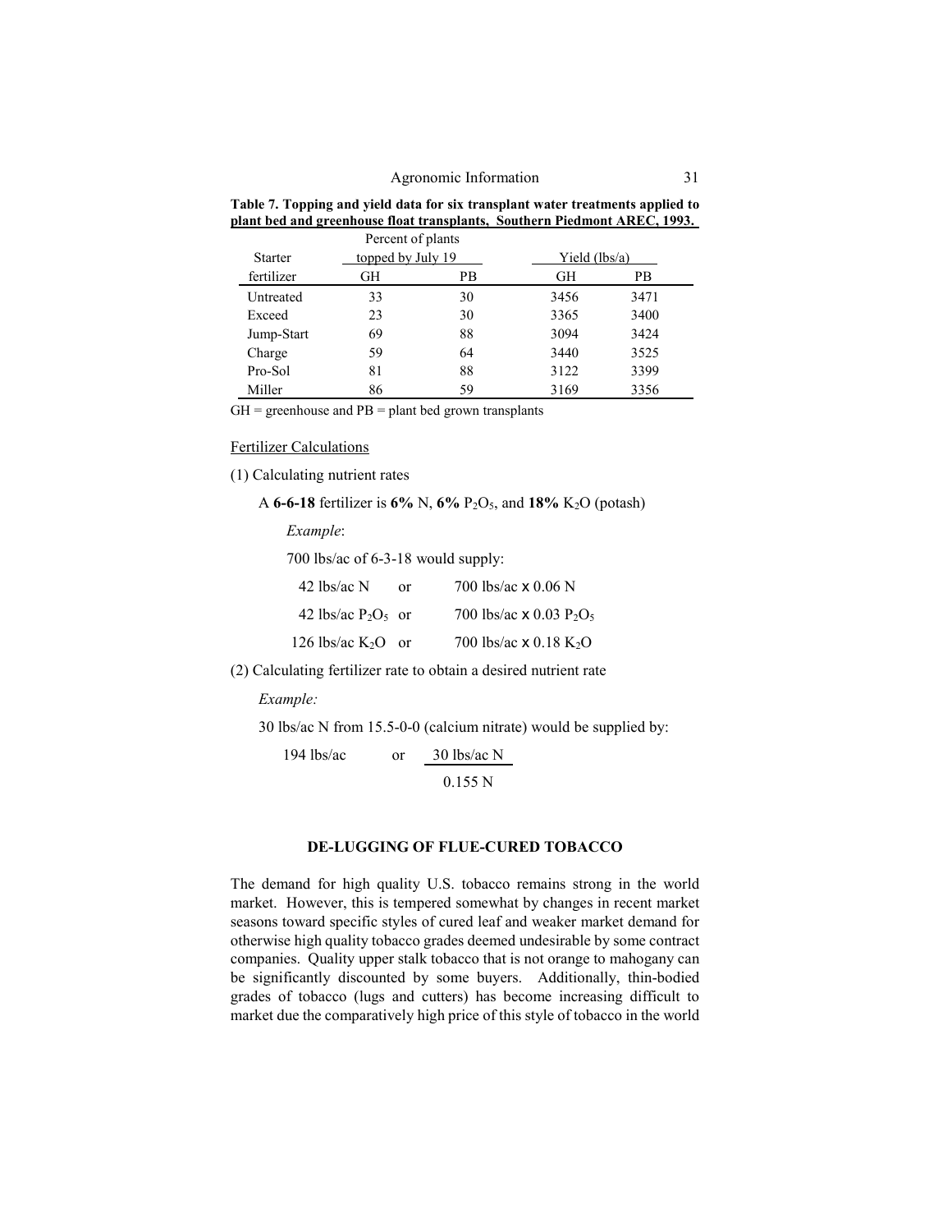**Table 7. Topping and yield data for six transplant water treatments applied to plant bed and greenhouse float transplants, Southern Piedmont AREC, 1993.**

| Starter fertilizer | Percent of plants topped by July 19 | | Yield (lbs/a) | |
|---|---|---|---|---|
| | GH | PB | GH | PB |
| Untreated | 33 | 30 | 3456 | 3471 |
| Exceed | 23 | 30 | 3365 | 3400 |
| Jump-Start | 69 | 88 | 3094 | 3424 |
| Charge | 59 | 64 | 3440 | 3525 |
| Pro-Sol | 81 | 88 | 3122 | 3399 |
| Miller | 86 | 59 | 3169 | 3356 |

GH = greenhouse and PB = plant bed grown transplants

Fertilizer Calculations

(1) Calculating nutrient rates

A **6-6-18** fertilizer is **6%** N, **6%** $P_2O_5$, and **18%** $K_2O$ (potash)

*Example*:

700 lbs/ac of 6-3-18 would supply:

42 lbs/ac N or 700 lbs/ac x 0.06 N

42 lbs/ac $P_2O_5$ or 700 lbs/ac x 0.03 $P_2O_5$

126 lbs/ac $K_2O$ or 700 lbs/ac x 0.18 $K_2O$

(2) Calculating fertilizer rate to obtain a desired nutrient rate

*Example:*

30 lbs/ac N from 15.5-0-0 (calcium nitrate) would be supplied by:

194 lbs/ac or $\frac{30 \text{ lbs/ac N}}{0.155 \text{ N}}$

## DE-LUGGING OF FLUE-CURED TOBACCO

The demand for high quality U.S. tobacco remains strong in the world market. However, this is tempered somewhat by changes in recent market seasons toward specific styles of cured leaf and weaker market demand for otherwise high quality tobacco grades deemed undesirable by some contract companies. Quality upper stalk tobacco that is not orange to mahogany can be significantly discounted by some buyers. Additionally, thin-bodied grades of tobacco (lugs and cutters) has become increasing difficult to market due the comparatively high price of this style of tobacco in the world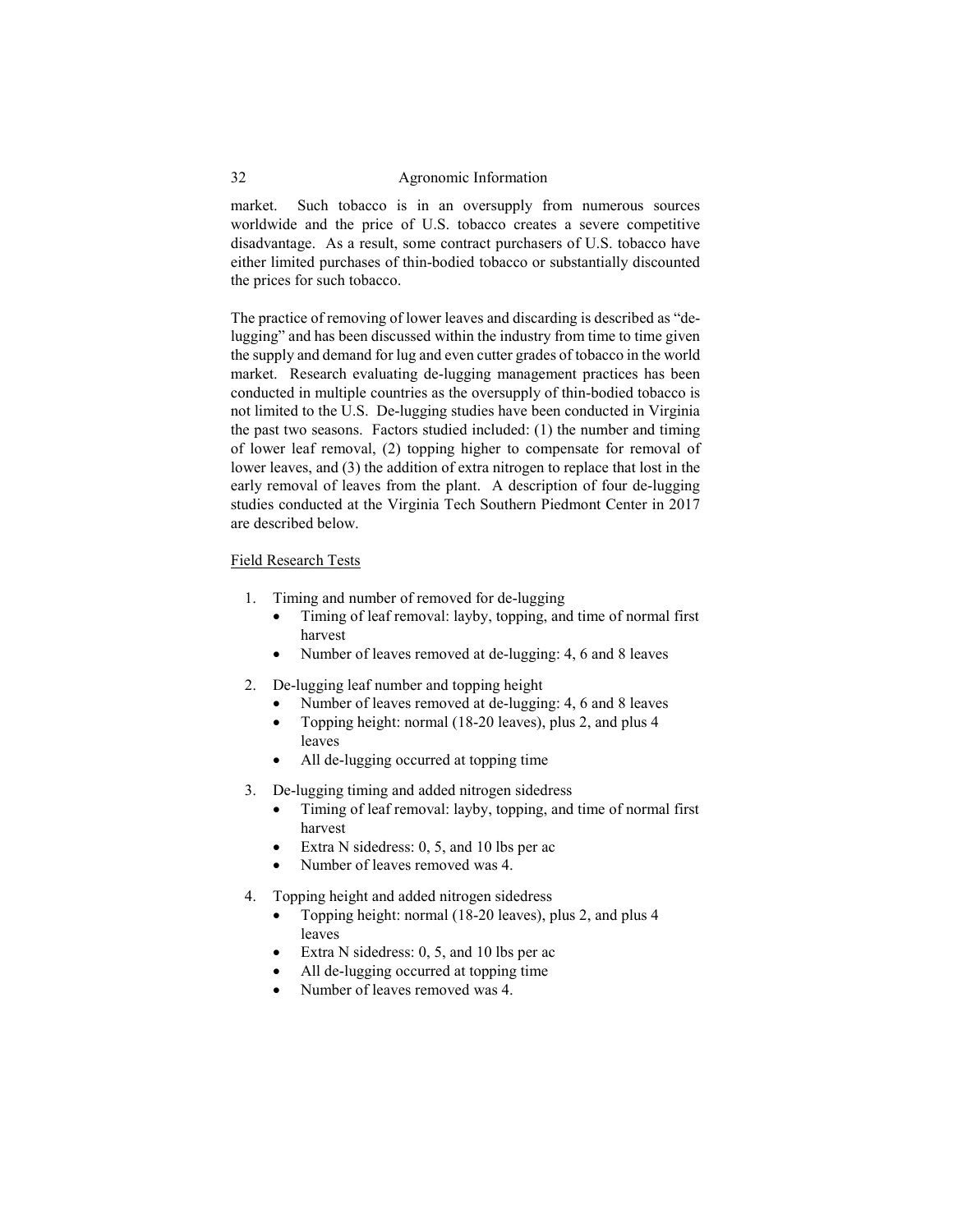market. Such tobacco is in an oversupply from numerous sources worldwide and the price of U.S. tobacco creates a severe competitive disadvantage. As a result, some contract purchasers of U.S. tobacco have either limited purchases of thin-bodied tobacco or substantially discounted the prices for such tobacco.

The practice of removing of lower leaves and discarding is described as "de-lugging" and has been discussed within the industry from time to time given the supply and demand for lug and even cutter grades of tobacco in the world market. Research evaluating de-lugging management practices has been conducted in multiple countries as the oversupply of thin-bodied tobacco is not limited to the U.S. De-lugging studies have been conducted in Virginia the past two seasons. Factors studied included: (1) the number and timing of lower leaf removal, (2) topping higher to compensate for removal of lower leaves, and (3) the addition of extra nitrogen to replace that lost in the early removal of leaves from the plant. A description of four de-lugging studies conducted at the Virginia Tech Southern Piedmont Center in 2017 are described below.

Field Research Tests

1. Timing and number of removed for de-lugging
   - Timing of leaf removal: layby, topping, and time of normal first harvest
   - Number of leaves removed at de-lugging: 4, 6 and 8 leaves
2. De-lugging leaf number and topping height
   - Number of leaves removed at de-lugging: 4, 6 and 8 leaves
   - Topping height: normal (18-20 leaves), plus 2, and plus 4 leaves
   - All de-lugging occurred at topping time
3. De-lugging timing and added nitrogen sidedress
   - Timing of leaf removal: layby, topping, and time of normal first harvest
   - Extra N sidedress: 0, 5, and 10 lbs per ac
   - Number of leaves removed was 4.
4. Topping height and added nitrogen sidedress
   - Topping height: normal (18-20 leaves), plus 2, and plus 4 leaves
   - Extra N sidedress: 0, 5, and 10 lbs per ac
   - All de-lugging occurred at topping time
   - Number of leaves removed was 4.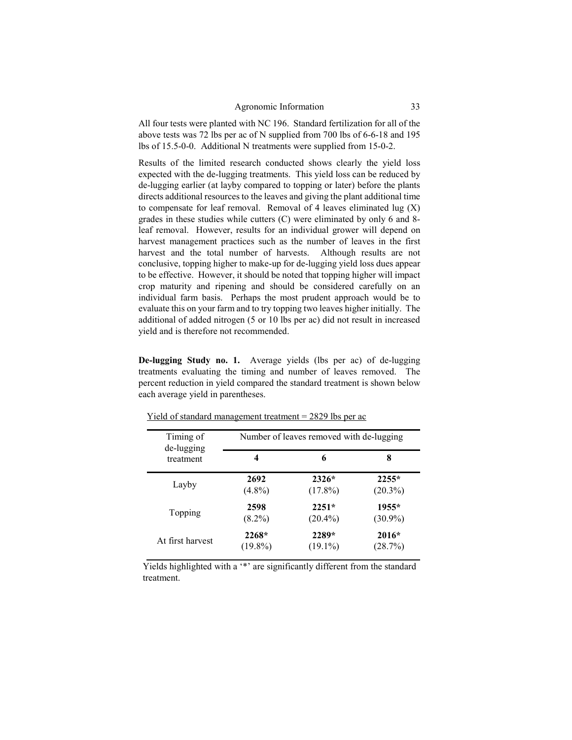All four tests were planted with NC 196. Standard fertilization for all of the above tests was 72 lbs per ac of N supplied from 700 lbs of 6-6-18 and 195 lbs of 15.5-0-0. Additional N treatments were supplied from 15-0-2.

Results of the limited research conducted shows clearly the yield loss expected with the de-lugging treatments. This yield loss can be reduced by de-lugging earlier (at layby compared to topping or later) before the plants directs additional resources to the leaves and giving the plant additional time to compensate for leaf removal. Removal of 4 leaves eliminated lug (X) grades in these studies while cutters (C) were eliminated by only 6 and 8-leaf removal. However, results for an individual grower will depend on harvest management practices such as the number of leaves in the first harvest and the total number of harvests. Although results are not conclusive, topping higher to make-up for de-lugging yield loss dues appear to be effective. However, it should be noted that topping higher will impact crop maturity and ripening and should be considered carefully on an individual farm basis. Perhaps the most prudent approach would be to evaluate this on your farm and to try topping two leaves higher initially. The additional of added nitrogen (5 or 10 lbs per ac) did not result in increased yield and is therefore not recommended.

**De-lugging Study no. 1.** Average yields (lbs per ac) of de-lugging treatments evaluating the timing and number of leaves removed. The percent reduction in yield compared the standard treatment is shown below each average yield in parentheses.

Yield of standard management treatment = 2829 lbs per ac

| Timing of de-lugging treatment | Number of leaves removed with de-lugging | | |
|---|---|---|---|
| | **4** | **6** | **8** |
| Layby | **2692** (4.8%) | **2326*** (17.8%) | **2255*** (20.3%) |
| Topping | **2598** (8.2%) | **2251*** (20.4%) | **1955*** (30.9%) |
| At first harvest | **2268*** (19.8%) | **2289*** (19.1%) | **2016*** (28.7%) |

Yields highlighted with a '*' are significantly different from the standard treatment.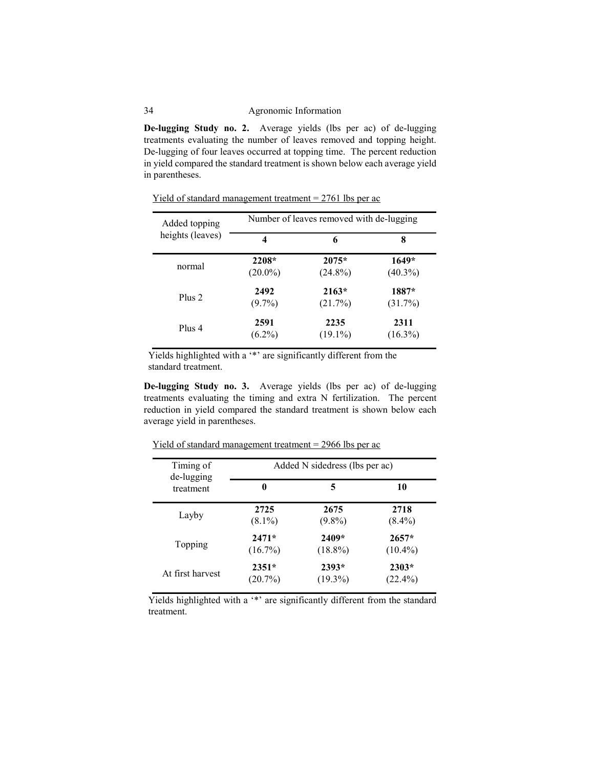**De-lugging Study no. 2.** Average yields (lbs per ac) of de-lugging treatments evaluating the number of leaves removed and topping height. De-lugging of four leaves occurred at topping time. The percent reduction in yield compared the standard treatment is shown below each average yield in parentheses.

Yield of standard management treatment = 2761 lbs per ac

| Added topping heights (leaves) | Number of leaves removed with de-lugging | | |
|---|---|---|---|
| | **4** | **6** | **8** |
| normal | **2208*** (20.0%) | **2075*** (24.8%) | **1649*** (40.3%) |
| Plus 2 | **2492** (9.7%) | **2163*** (21.7%) | **1887*** (31.7%) |
| Plus 4 | **2591** (6.2%) | **2235** (19.1%) | **2311** (16.3%) |

Yields highlighted with a '*' are significantly different from the standard treatment.

**De-lugging Study no. 3.** Average yields (lbs per ac) of de-lugging treatments evaluating the timing and extra N fertilization. The percent reduction in yield compared the standard treatment is shown below each average yield in parentheses.

Yield of standard management treatment = 2966 lbs per ac

| Timing of de-lugging treatment | Added N sidedress (lbs per ac) | | |
|---|---|---|---|
| | **0** | **5** | **10** |
| Layby | **2725** (8.1%) | **2675** (9.8%) | **2718** (8.4%) |
| Topping | **2471*** (16.7%) | **2409*** (18.8%) | **2657*** (10.4%) |
| At first harvest | **2351*** (20.7%) | **2393*** (19.3%) | **2303*** (22.4%) |

Yields highlighted with a '*' are significantly different from the standard treatment.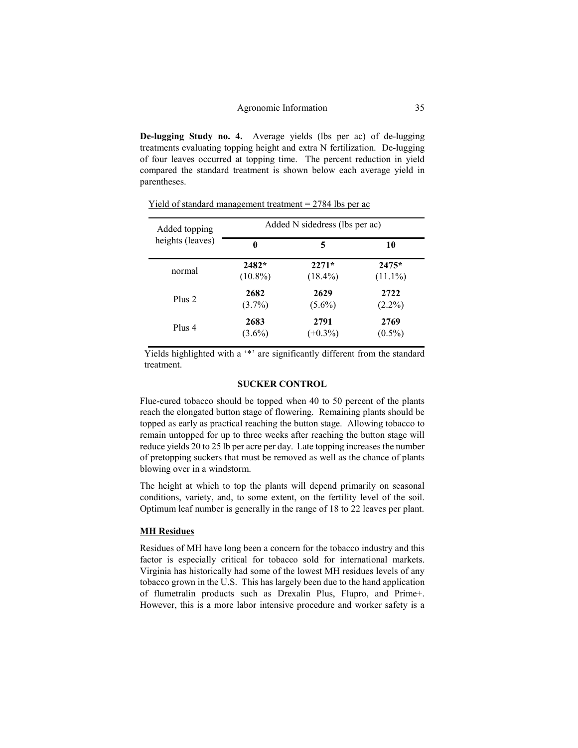**De-lugging Study no. 4.** Average yields (lbs per ac) of de-lugging treatments evaluating topping height and extra N fertilization. De-lugging of four leaves occurred at topping time. The percent reduction in yield compared the standard treatment is shown below each average yield in parentheses.

Yield of standard management treatment = 2784 lbs per ac

| Added topping heights (leaves) | Added N sidedress (lbs per ac) | | |
|---|---|---|---|
| | **0** | **5** | **10** |
| normal | **2482*** (10.8%) | **2271*** (18.4%) | **2475*** (11.1%) |
| Plus 2 | **2682** (3.7%) | **2629** (5.6%) | **2722** (2.2%) |
| Plus 4 | **2683** (3.6%) | **2791** (+0.3%) | **2769** (0.5%) |

Yields highlighted with a '*' are significantly different from the standard treatment.

## SUCKER CONTROL

Flue-cured tobacco should be topped when 40 to 50 percent of the plants reach the elongated button stage of flowering. Remaining plants should be topped as early as practical reaching the button stage. Allowing tobacco to remain untopped for up to three weeks after reaching the button stage will reduce yields 20 to 25 lb per acre per day. Late topping increases the number of pretopping suckers that must be removed as well as the chance of plants blowing over in a windstorm.

The height at which to top the plants will depend primarily on seasonal conditions, variety, and, to some extent, on the fertility level of the soil. Optimum leaf number is generally in the range of 18 to 22 leaves per plant.

### MH Residues

Residues of MH have long been a concern for the tobacco industry and this factor is especially critical for tobacco sold for international markets. Virginia has historically had some of the lowest MH residues levels of any tobacco grown in the U.S. This has largely been due to the hand application of flumetralin products such as Drexalin Plus, Flupro, and Prime+. However, this is a more labor intensive procedure and worker safety is a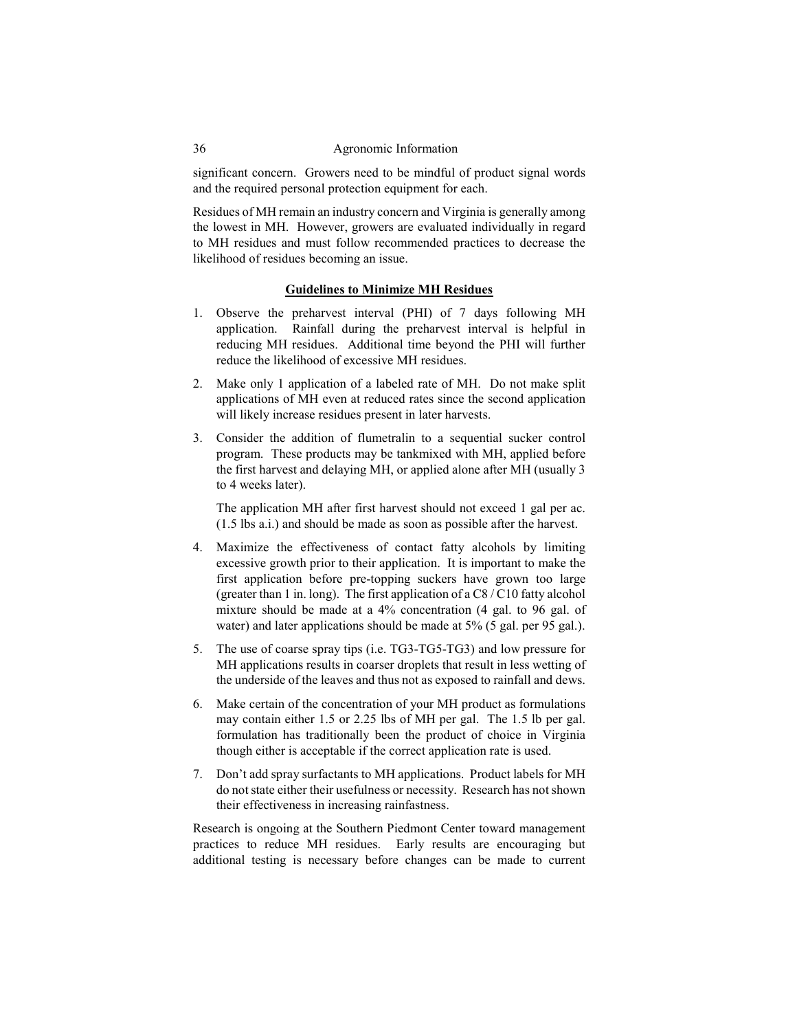significant concern. Growers need to be mindful of product signal words and the required personal protection equipment for each.

Residues of MH remain an industry concern and Virginia is generally among the lowest in MH. However, growers are evaluated individually in regard to MH residues and must follow recommended practices to decrease the likelihood of residues becoming an issue.

### Guidelines to Minimize MH Residues

1. Observe the preharvest interval (PHI) of 7 days following MH application. Rainfall during the preharvest interval is helpful in reducing MH residues. Additional time beyond the PHI will further reduce the likelihood of excessive MH residues.

2. Make only 1 application of a labeled rate of MH. Do not make split applications of MH even at reduced rates since the second application will likely increase residues present in later harvests.

3. Consider the addition of flumetralin to a sequential sucker control program. These products may be tankmixed with MH, applied before the first harvest and delaying MH, or applied alone after MH (usually 3 to 4 weeks later).

   The application MH after first harvest should not exceed 1 gal per ac. (1.5 lbs a.i.) and should be made as soon as possible after the harvest.

4. Maximize the effectiveness of contact fatty alcohols by limiting excessive growth prior to their application. It is important to make the first application before pre-topping suckers have grown too large (greater than 1 in. long). The first application of a C8 / C10 fatty alcohol mixture should be made at a 4% concentration (4 gal. to 96 gal. of water) and later applications should be made at 5% (5 gal. per 95 gal.).

5. The use of coarse spray tips (i.e. TG3-TG5-TG3) and low pressure for MH applications results in coarser droplets that result in less wetting of the underside of the leaves and thus not as exposed to rainfall and dews.

6. Make certain of the concentration of your MH product as formulations may contain either 1.5 or 2.25 lbs of MH per gal. The 1.5 lb per gal. formulation has traditionally been the product of choice in Virginia though either is acceptable if the correct application rate is used.

7. Don't add spray surfactants to MH applications. Product labels for MH do not state either their usefulness or necessity. Research has not shown their effectiveness in increasing rainfastness.

Research is ongoing at the Southern Piedmont Center toward management practices to reduce MH residues. Early results are encouraging but additional testing is necessary before changes can be made to current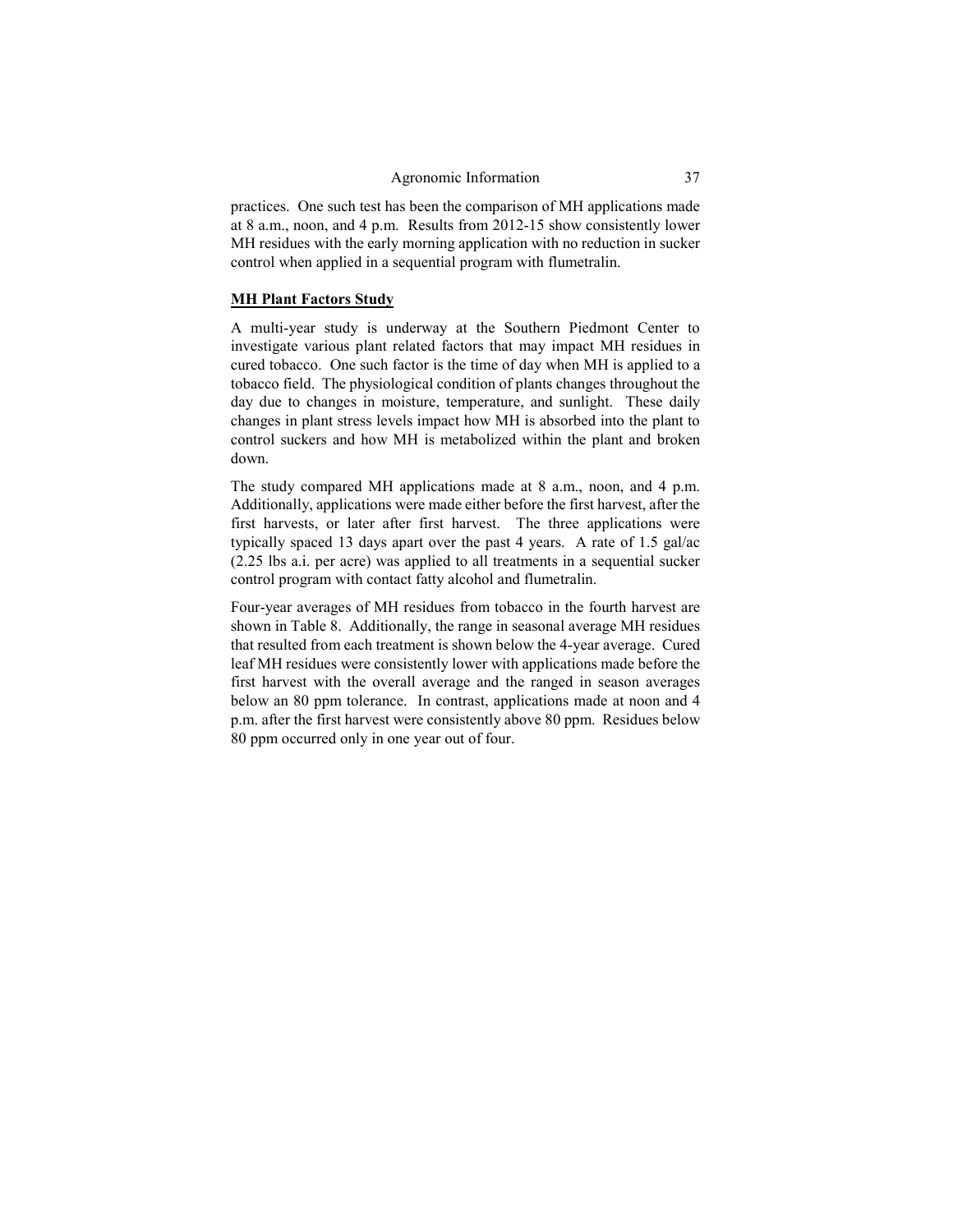practices. One such test has been the comparison of MH applications made at 8 a.m., noon, and 4 p.m. Results from 2012-15 show consistently lower MH residues with the early morning application with no reduction in sucker control when applied in a sequential program with flumetralin.

**MH Plant Factors Study**

A multi-year study is underway at the Southern Piedmont Center to investigate various plant related factors that may impact MH residues in cured tobacco. One such factor is the time of day when MH is applied to a tobacco field. The physiological condition of plants changes throughout the day due to changes in moisture, temperature, and sunlight. These daily changes in plant stress levels impact how MH is absorbed into the plant to control suckers and how MH is metabolized within the plant and broken down.

The study compared MH applications made at 8 a.m., noon, and 4 p.m. Additionally, applications were made either before the first harvest, after the first harvests, or later after first harvest. The three applications were typically spaced 13 days apart over the past 4 years. A rate of 1.5 gal/ac (2.25 lbs a.i. per acre) was applied to all treatments in a sequential sucker control program with contact fatty alcohol and flumetralin.

Four-year averages of MH residues from tobacco in the fourth harvest are shown in Table 8. Additionally, the range in seasonal average MH residues that resulted from each treatment is shown below the 4-year average. Cured leaf MH residues were consistently lower with applications made before the first harvest with the overall average and the ranged in season averages below an 80 ppm tolerance. In contrast, applications made at noon and 4 p.m. after the first harvest were consistently above 80 ppm. Residues below 80 ppm occurred only in one year out of four.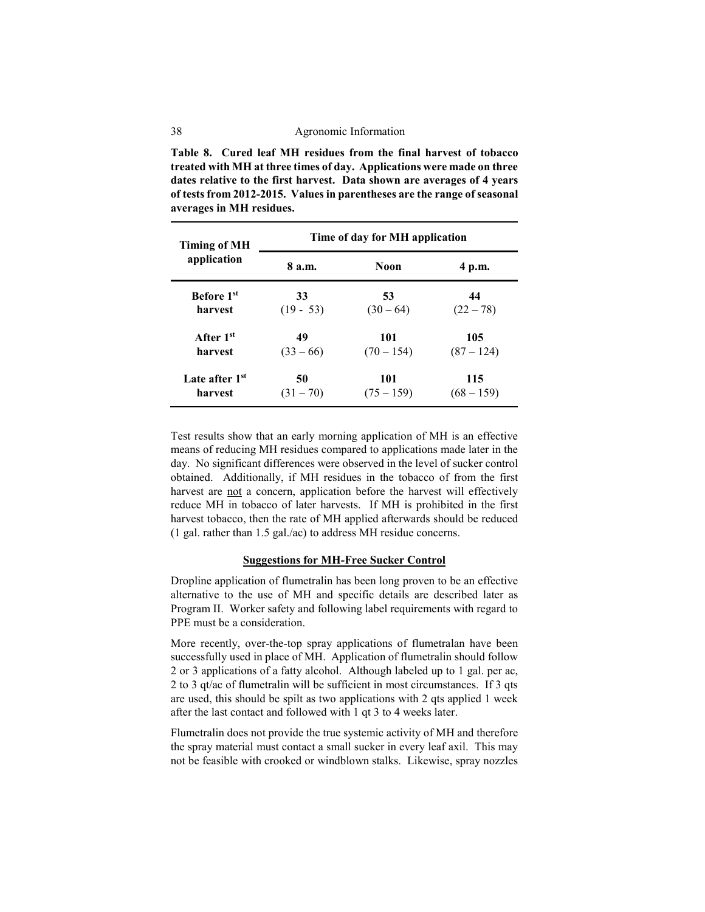**Table 8. Cured leaf MH residues from the final harvest of tobacco treated with MH at three times of day. Applications were made on three dates relative to the first harvest. Data shown are averages of 4 years of tests from 2012-2015. Values in parentheses are the range of seasonal averages in MH residues.**

| Timing of MH application | Time of day for MH application | | |
|---|---|---|---|
| | **8 a.m.** | **Noon** | **4 p.m.** |
| **Before 1st harvest** | **33** (19 - 53) | **53** (30 – 64) | **44** (22 – 78) |
| **After 1st harvest** | **49** (33 – 66) | **101** (70 – 154) | **105** (87 – 124) |
| **Late after 1st harvest** | **50** (31 – 70) | **101** (75 – 159) | **115** (68 – 159) |

Test results show that an early morning application of MH is an effective means of reducing MH residues compared to applications made later in the day. No significant differences were observed in the level of sucker control obtained. Additionally, if MH residues in the tobacco of from the first harvest are not a concern, application before the harvest will effectively reduce MH in tobacco of later harvests. If MH is prohibited in the first harvest tobacco, then the rate of MH applied afterwards should be reduced (1 gal. rather than 1.5 gal./ac) to address MH residue concerns.

## Suggestions for MH-Free Sucker Control

Dropline application of flumetralin has been long proven to be an effective alternative to the use of MH and specific details are described later as Program II. Worker safety and following label requirements with regard to PPE must be a consideration.

More recently, over-the-top spray applications of flumetralan have been successfully used in place of MH. Application of flumetralin should follow 2 or 3 applications of a fatty alcohol. Although labeled up to 1 gal. per ac, 2 to 3 qt/ac of flumetralin will be sufficient in most circumstances. If 3 qts are used, this should be spilt as two applications with 2 qts applied 1 week after the last contact and followed with 1 qt 3 to 4 weeks later.

Flumetralin does not provide the true systemic activity of MH and therefore the spray material must contact a small sucker in every leaf axil. This may not be feasible with crooked or windblown stalks. Likewise, spray nozzles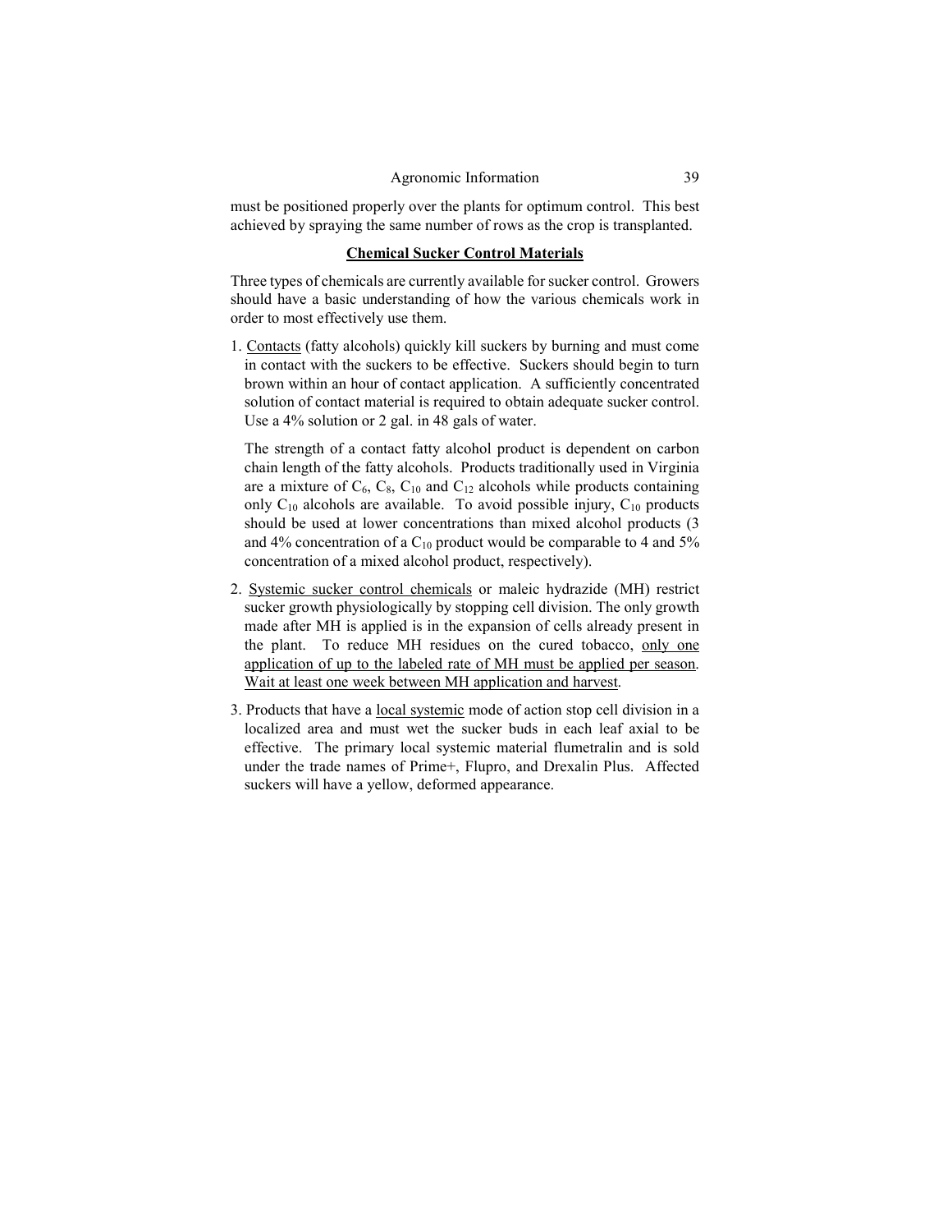must be positioned properly over the plants for optimum control. This best achieved by spraying the same number of rows as the crop is transplanted.

## Chemical Sucker Control Materials

Three types of chemicals are currently available for sucker control. Growers should have a basic understanding of how the various chemicals work in order to most effectively use them.

1. Contacts (fatty alcohols) quickly kill suckers by burning and must come in contact with the suckers to be effective. Suckers should begin to turn brown within an hour of contact application. A sufficiently concentrated solution of contact material is required to obtain adequate sucker control. Use a 4% solution or 2 gal. in 48 gals of water.

   The strength of a contact fatty alcohol product is dependent on carbon chain length of the fatty alcohols. Products traditionally used in Virginia are a mixture of $C_6$, $C_8$, $C_{10}$ and $C_{12}$ alcohols while products containing only $C_{10}$ alcohols are available. To avoid possible injury, $C_{10}$ products should be used at lower concentrations than mixed alcohol products (3 and 4% concentration of a $C_{10}$ product would be comparable to 4 and 5% concentration of a mixed alcohol product, respectively).

2. Systemic sucker control chemicals or maleic hydrazide (MH) restrict sucker growth physiologically by stopping cell division. The only growth made after MH is applied is in the expansion of cells already present in the plant. To reduce MH residues on the cured tobacco, only one application of up to the labeled rate of MH must be applied per season. Wait at least one week between MH application and harvest.

3. Products that have a local systemic mode of action stop cell division in a localized area and must wet the sucker buds in each leaf axial to be effective. The primary local systemic material flumetralin and is sold under the trade names of Prime+, Flupro, and Drexalin Plus. Affected suckers will have a yellow, deformed appearance.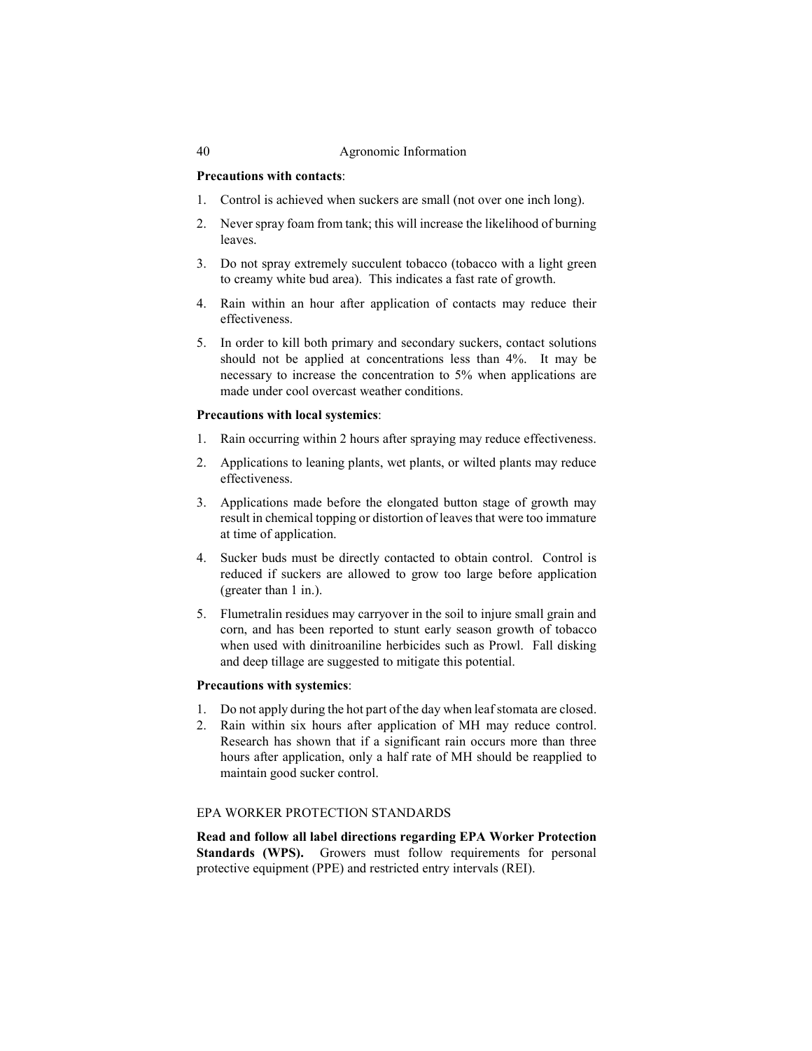**Precautions with contacts**:

1. Control is achieved when suckers are small (not over one inch long).
2. Never spray foam from tank; this will increase the likelihood of burning leaves.
3. Do not spray extremely succulent tobacco (tobacco with a light green to creamy white bud area). This indicates a fast rate of growth.
4. Rain within an hour after application of contacts may reduce their effectiveness.
5. In order to kill both primary and secondary suckers, contact solutions should not be applied at concentrations less than 4%. It may be necessary to increase the concentration to 5% when applications are made under cool overcast weather conditions.

**Precautions with local systemics**:

1. Rain occurring within 2 hours after spraying may reduce effectiveness.
2. Applications to leaning plants, wet plants, or wilted plants may reduce effectiveness.
3. Applications made before the elongated button stage of growth may result in chemical topping or distortion of leaves that were too immature at time of application.
4. Sucker buds must be directly contacted to obtain control. Control is reduced if suckers are allowed to grow too large before application (greater than 1 in.).
5. Flumetralin residues may carryover in the soil to injure small grain and corn, and has been reported to stunt early season growth of tobacco when used with dinitroaniline herbicides such as Prowl. Fall disking and deep tillage are suggested to mitigate this potential.

**Precautions with systemics**:

1. Do not apply during the hot part of the day when leaf stomata are closed.
2. Rain within six hours after application of MH may reduce control. Research has shown that if a significant rain occurs more than three hours after application, only a half rate of MH should be reapplied to maintain good sucker control.

## EPA WORKER PROTECTION STANDARDS

**Read and follow all label directions regarding EPA Worker Protection Standards (WPS).** Growers must follow requirements for personal protective equipment (PPE) and restricted entry intervals (REI).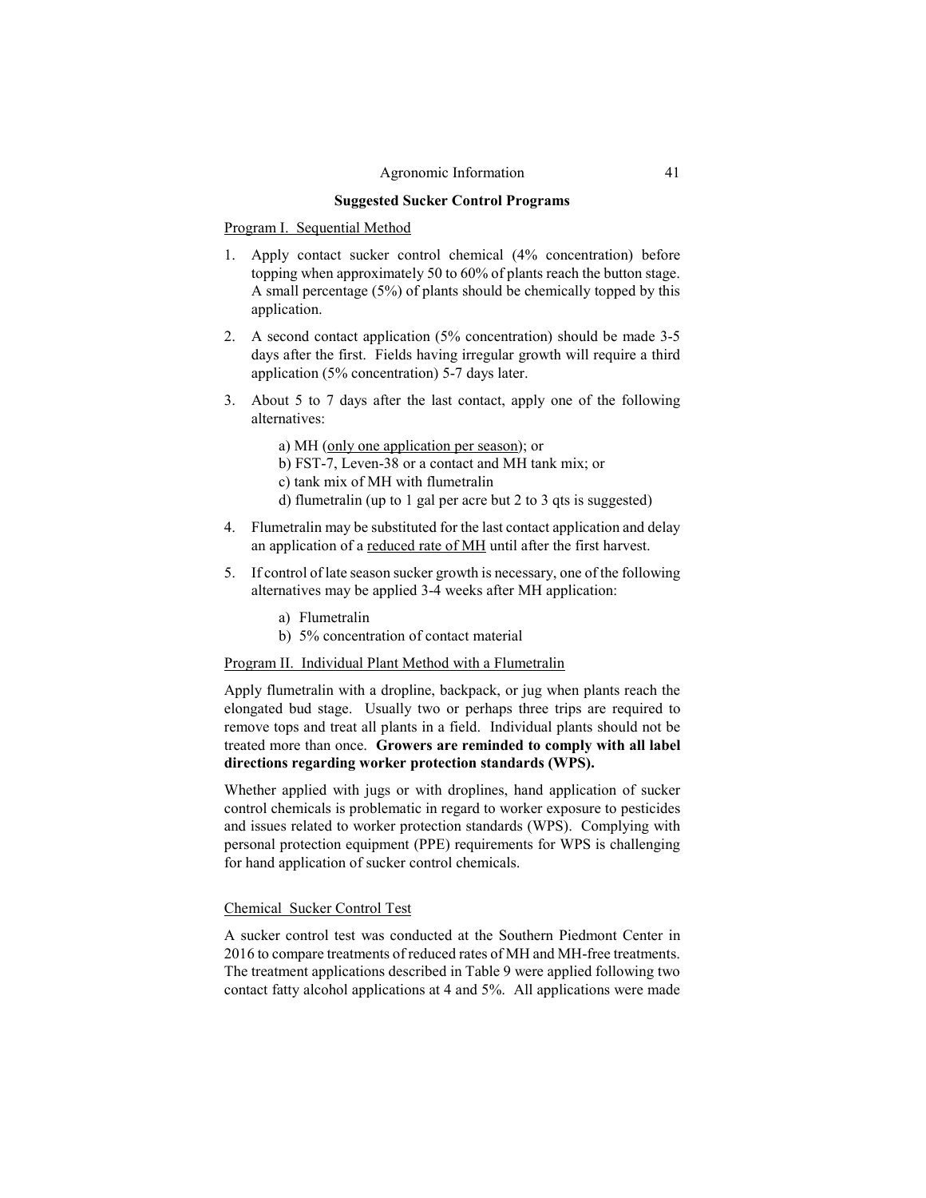## Suggested Sucker Control Programs

Program I. Sequential Method

1. Apply contact sucker control chemical (4% concentration) before topping when approximately 50 to 60% of plants reach the button stage. A small percentage (5%) of plants should be chemically topped by this application.
2. A second contact application (5% concentration) should be made 3-5 days after the first. Fields having irregular growth will require a third application (5% concentration) 5-7 days later.
3. About 5 to 7 days after the last contact, apply one of the following alternatives:

   a) MH (only one application per season); or
   b) FST-7, Leven-38 or a contact and MH tank mix; or
   c) tank mix of MH with flumetralin
   d) flumetralin (up to 1 gal per acre but 2 to 3 qts is suggested)

4. Flumetralin may be substituted for the last contact application and delay an application of a reduced rate of MH until after the first harvest.
5. If control of late season sucker growth is necessary, one of the following alternatives may be applied 3-4 weeks after MH application:

   a) Flumetralin
   b) 5% concentration of contact material

Program II. Individual Plant Method with a Flumetralin

Apply flumetralin with a dropline, backpack, or jug when plants reach the elongated bud stage. Usually two or perhaps three trips are required to remove tops and treat all plants in a field. Individual plants should not be treated more than once. **Growers are reminded to comply with all label directions regarding worker protection standards (WPS).**

Whether applied with jugs or with droplines, hand application of sucker control chemicals is problematic in regard to worker exposure to pesticides and issues related to worker protection standards (WPS). Complying with personal protection equipment (PPE) requirements for WPS is challenging for hand application of sucker control chemicals.

Chemical Sucker Control Test

A sucker control test was conducted at the Southern Piedmont Center in 2016 to compare treatments of reduced rates of MH and MH-free treatments. The treatment applications described in Table 9 were applied following two contact fatty alcohol applications at 4 and 5%. All applications were made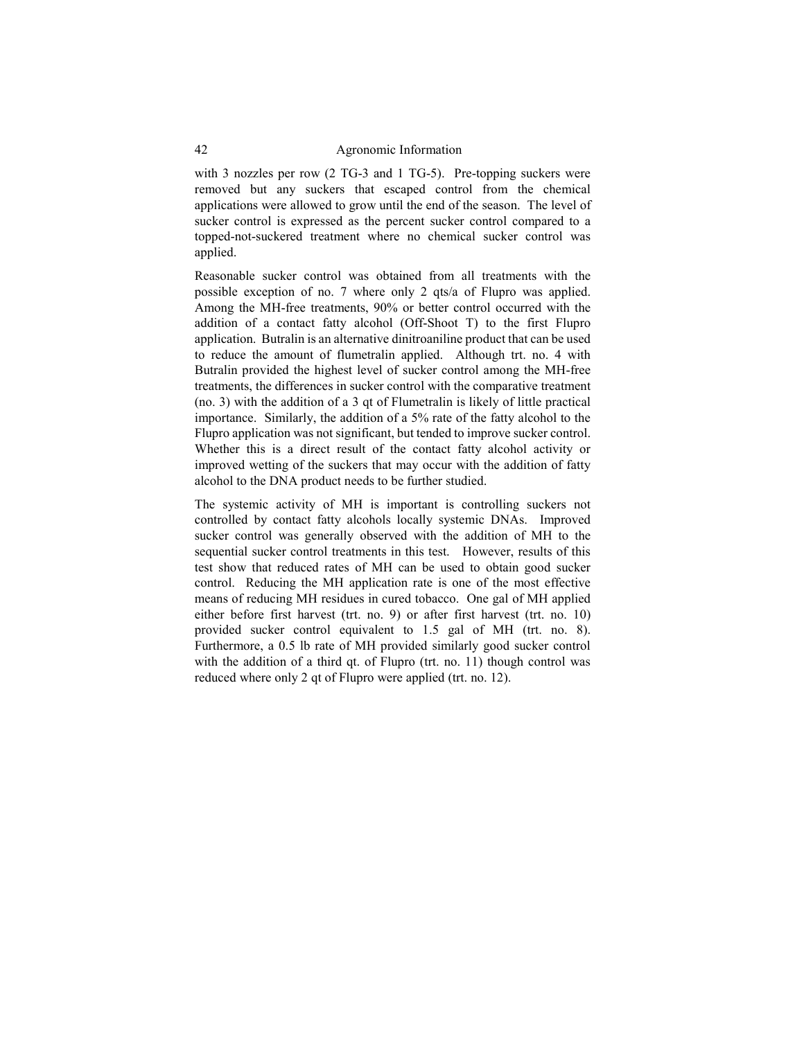with 3 nozzles per row (2 TG-3 and 1 TG-5). Pre-topping suckers were removed but any suckers that escaped control from the chemical applications were allowed to grow until the end of the season. The level of sucker control is expressed as the percent sucker control compared to a topped-not-suckered treatment where no chemical sucker control was applied.

Reasonable sucker control was obtained from all treatments with the possible exception of no. 7 where only 2 qts/a of Flupro was applied. Among the MH-free treatments, 90% or better control occurred with the addition of a contact fatty alcohol (Off-Shoot T) to the first Flupro application. Butralin is an alternative dinitroaniline product that can be used to reduce the amount of flumetralin applied. Although trt. no. 4 with Butralin provided the highest level of sucker control among the MH-free treatments, the differences in sucker control with the comparative treatment (no. 3) with the addition of a 3 qt of Flumetralin is likely of little practical importance. Similarly, the addition of a 5% rate of the fatty alcohol to the Flupro application was not significant, but tended to improve sucker control. Whether this is a direct result of the contact fatty alcohol activity or improved wetting of the suckers that may occur with the addition of fatty alcohol to the DNA product needs to be further studied.

The systemic activity of MH is important is controlling suckers not controlled by contact fatty alcohols locally systemic DNAs. Improved sucker control was generally observed with the addition of MH to the sequential sucker control treatments in this test. However, results of this test show that reduced rates of MH can be used to obtain good sucker control. Reducing the MH application rate is one of the most effective means of reducing MH residues in cured tobacco. One gal of MH applied either before first harvest (trt. no. 9) or after first harvest (trt. no. 10) provided sucker control equivalent to 1.5 gal of MH (trt. no. 8). Furthermore, a 0.5 lb rate of MH provided similarly good sucker control with the addition of a third qt. of Flupro (trt. no. 11) though control was reduced where only 2 qt of Flupro were applied (trt. no. 12).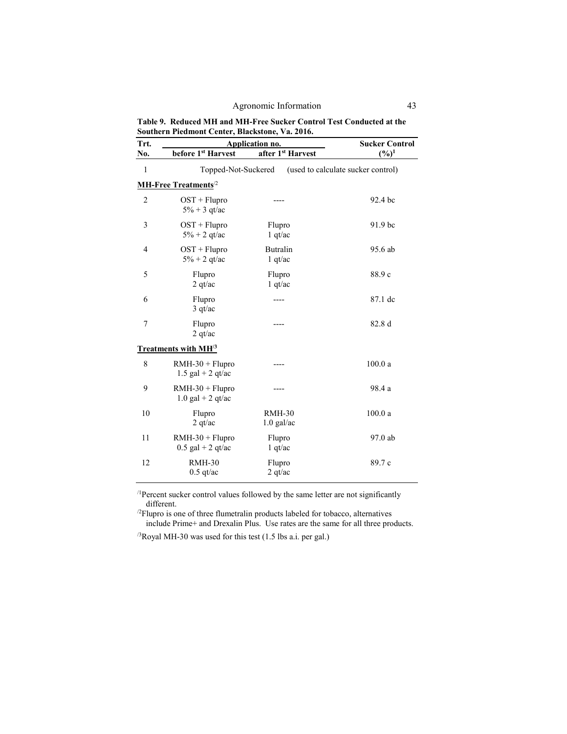**Table 9. Reduced MH and MH-Free Sucker Control Test Conducted at the Southern Piedmont Center, Blackstone, Va. 2016.**

| Trt. No. | Application no. before 1st Harvest | after 1st Harvest | Sucker Control (%)[1] |
|---|---|---|---|
| 1 | Topped-Not-Suckered | | (used to calculate sucker control) |
| **MH-Free Treatments**[/2] | | | |
| 2 | OST + Flupro 5% + 3 qt/ac | ---- | 92.4 bc |
| 3 | OST + Flupro 5% + 2 qt/ac | Flupro 1 qt/ac | 91.9 bc |
| 4 | OST + Flupro 5% + 2 qt/ac | Butralin 1 qt/ac | 95.6 ab |
| 5 | Flupro 2 qt/ac | Flupro 1 qt/ac | 88.9 c |
| 6 | Flupro 3 qt/ac | ---- | 87.1 dc |
| 7 | Flupro 2 qt/ac | ---- | 82.8 d |
| **Treatments with MH**[/3] | | | |
| 8 | RMH-30 + Flupro 1.5 gal + 2 qt/ac | ---- | 100.0 a |
| 9 | RMH-30 + Flupro 1.0 gal + 2 qt/ac | ---- | 98.4 a |
| 10 | Flupro 2 qt/ac | RMH-30 1.0 gal/ac | 100.0 a |
| 11 | RMH-30 + Flupro 0.5 gal + 2 qt/ac | Flupro 1 qt/ac | 97.0 ab |
| 12 | RMH-30 0.5 qt/ac | Flupro 2 qt/ac | 89.7 c |

[/1]Percent sucker control values followed by the same letter are not significantly different.

[/2]Flupro is one of three flumetralin products labeled for tobacco, alternatives include Prime+ and Drexalin Plus. Use rates are the same for all three products.

[/3]Royal MH-30 was used for this test (1.5 lbs a.i. per gal.)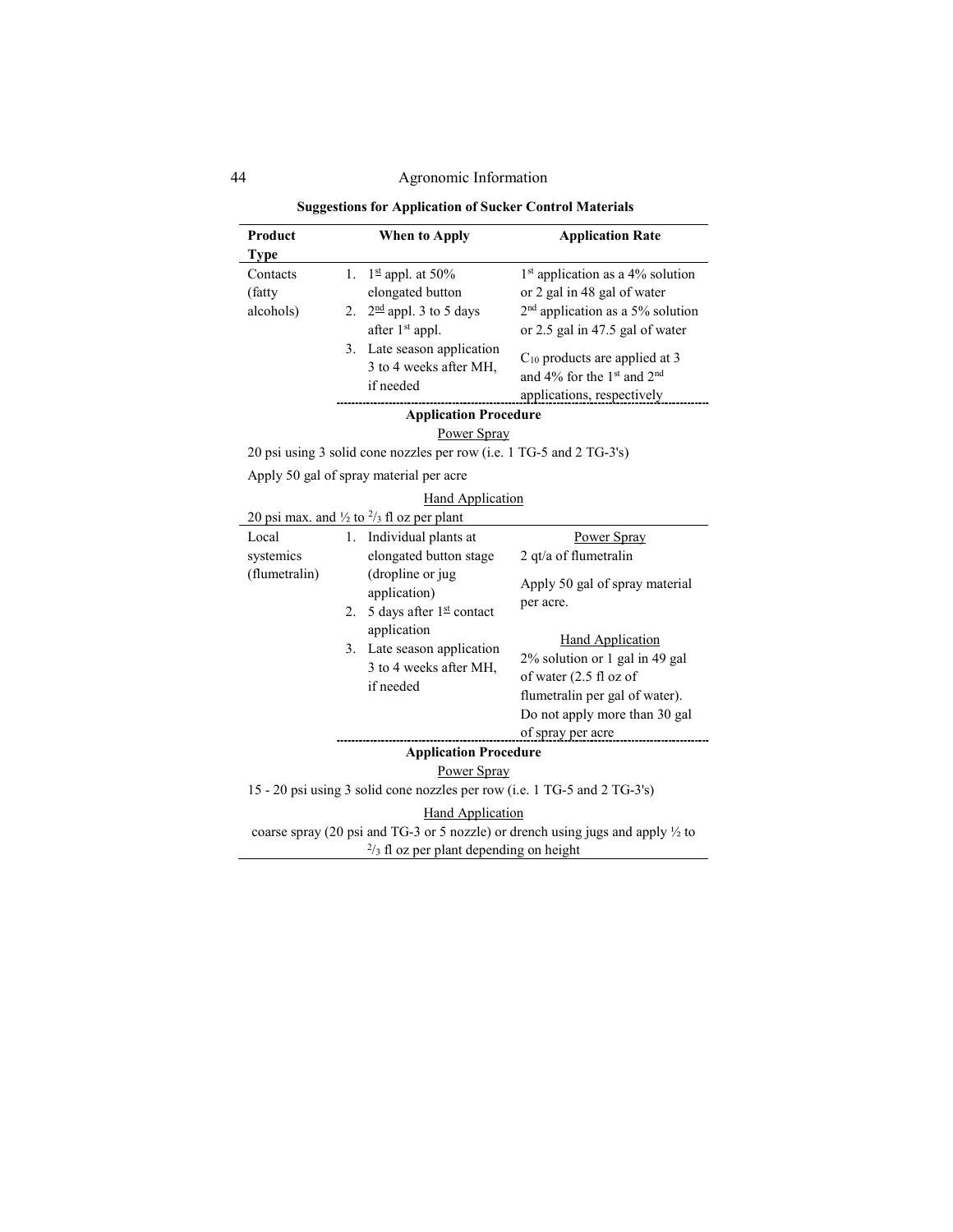**Suggestions for Application of Sucker Control Materials**

| Product Type | When to Apply | Application Rate |
|---|---|---|
| Contacts (fatty alcohols) | 1. 1st appl. at 50% elongated button<br>2. 2nd appl. 3 to 5 days after 1st appl.<br>3. Late season application 3 to 4 weeks after MH, if needed | 1st application as a 4% solution or 2 gal in 48 gal of water<br>2nd application as a 5% solution or 2.5 gal in 47.5 gal of water<br>$C_{10}$ products are applied at 3 and 4% for the 1st and 2nd applications, respectively |
| | **Application Procedure**<br>Power Spray<br>20 psi using 3 solid cone nozzles per row (i.e. 1 TG-5 and 2 TG-3's)<br>Apply 50 gal of spray material per acre<br>Hand Application<br>20 psi max. and ½ to $^2/_3$ fl oz per plant | |
| Local systemics (flumetralin) | 1. Individual plants at elongated button stage (dropline or jug application)<br>2. 5 days after 1st contact application<br>3. Late season application 3 to 4 weeks after MH, if needed | Power Spray<br>2 qt/a of flumetralin<br>Apply 50 gal of spray material per acre.<br>Hand Application<br>2% solution or 1 gal in 49 gal of water (2.5 fl oz of flumetralin per gal of water). Do not apply more than 30 gal of spray per acre |
| | **Application Procedure**<br>Power Spray<br>15 - 20 psi using 3 solid cone nozzles per row (i.e. 1 TG-5 and 2 TG-3's)<br>Hand Application<br>coarse spray (20 psi and TG-3 or 5 nozzle) or drench using jugs and apply ½ to $^2/_3$ fl oz per plant depending on height | |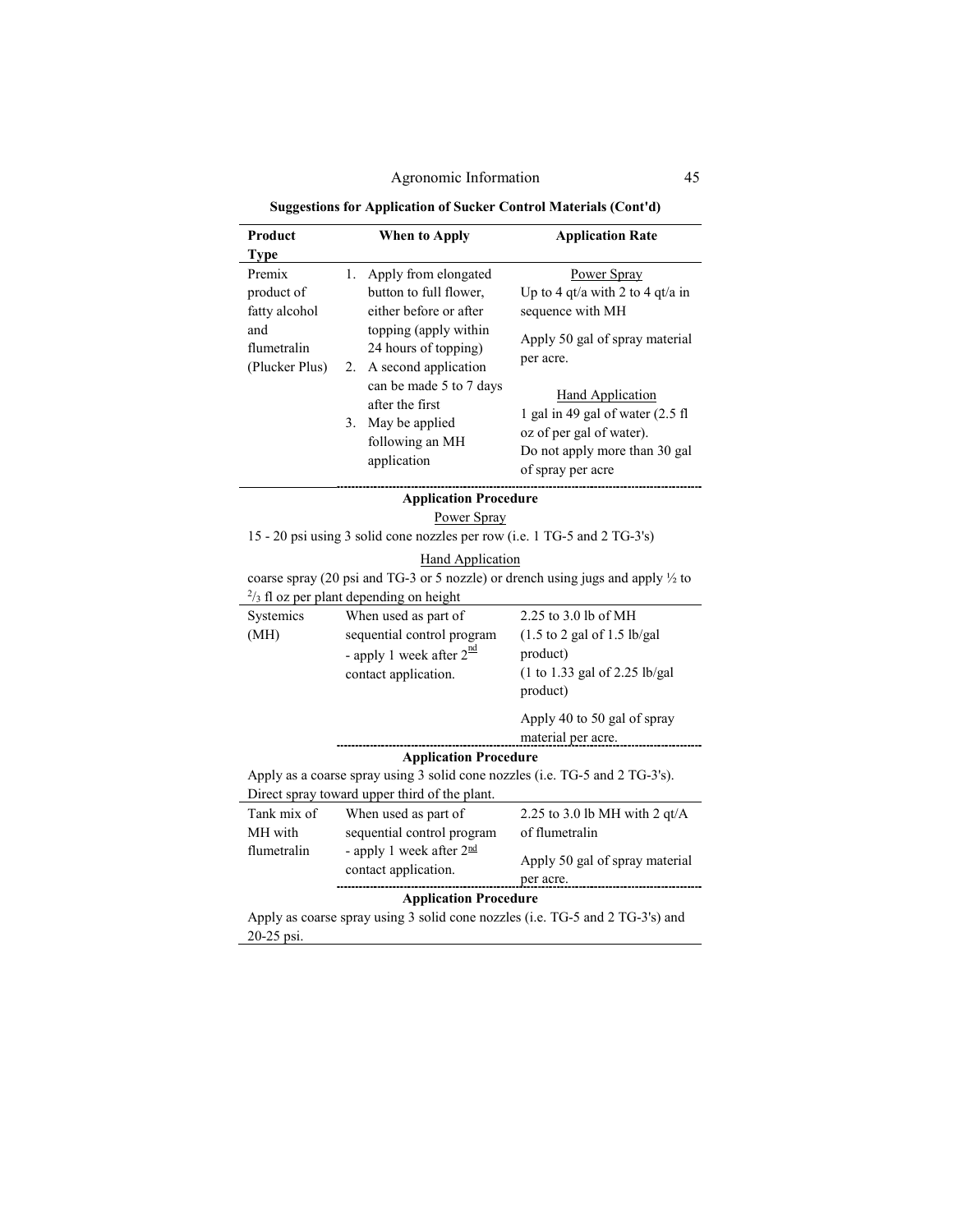**Suggestions for Application of Sucker Control Materials (Cont'd)**

| Product Type | When to Apply | Application Rate |
|---|---|---|
| Premix product of fatty alcohol and flumetralin (Plucker Plus) | 1. Apply from elongated button to full flower, either before or after topping (apply within 24 hours of topping)<br>2. A second application can be made 5 to 7 days after the first<br>3. May be applied following an MH application | Power Spray<br>Up to 4 qt/a with 2 to 4 qt/a in sequence with MH<br>Apply 50 gal of spray material per acre.<br><br>Hand Application<br>1 gal in 49 gal of water (2.5 fl oz of per gal of water).<br>Do not apply more than 30 gal of spray per acre |
| | **Application Procedure**<br>Power Spray<br>15 - 20 psi using 3 solid cone nozzles per row (i.e. 1 TG-5 and 2 TG-3's)<br>Hand Application<br>coarse spray (20 psi and TG-3 or 5 nozzle) or drench using jugs and apply ½ to $^{2}/_{3}$ fl oz per plant depending on height | |
| Systemics (MH) | When used as part of sequential control program - apply 1 week after 2nd contact application. | 2.25 to 3.0 lb of MH<br>(1.5 to 2 gal of 1.5 lb/gal product)<br>(1 to 1.33 gal of 2.25 lb/gal product)<br><br>Apply 40 to 50 gal of spray material per acre. |
| | **Application Procedure**<br>Apply as a coarse spray using 3 solid cone nozzles (i.e. TG-5 and 2 TG-3's). Direct spray toward upper third of the plant. | |
| Tank mix of MH with flumetralin | When used as part of sequential control program - apply 1 week after 2nd contact application. | 2.25 to 3.0 lb MH with 2 qt/A of flumetralin<br><br>Apply 50 gal of spray material per acre. |
| | **Application Procedure**<br>Apply as coarse spray using 3 solid cone nozzles (i.e. TG-5 and 2 TG-3's) and 20-25 psi. | |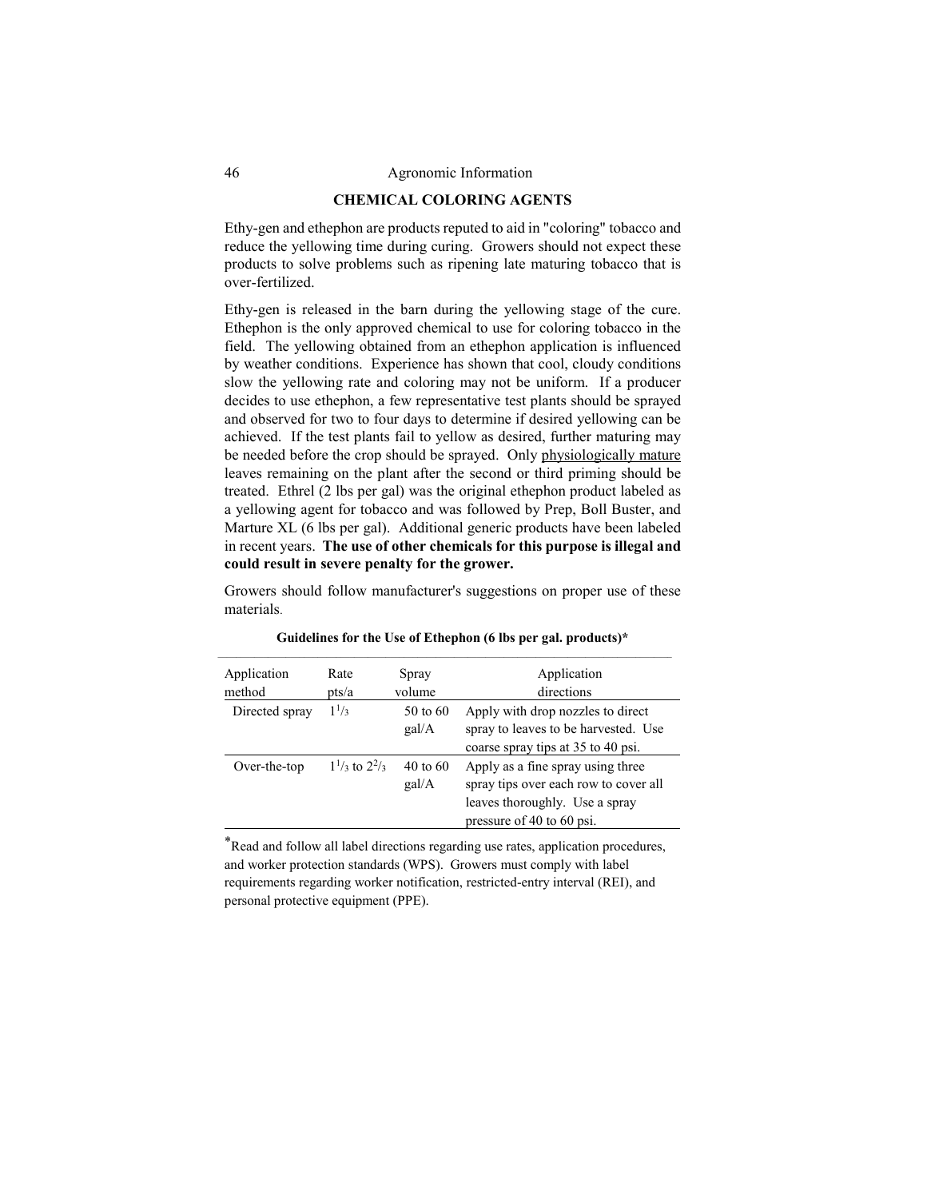## CHEMICAL COLORING AGENTS

Ethy-gen and ethephon are products reputed to aid in "coloring" tobacco and reduce the yellowing time during curing. Growers should not expect these products to solve problems such as ripening late maturing tobacco that is over-fertilized.

Ethy-gen is released in the barn during the yellowing stage of the cure. Ethephon is the only approved chemical to use for coloring tobacco in the field. The yellowing obtained from an ethephon application is influenced by weather conditions. Experience has shown that cool, cloudy conditions slow the yellowing rate and coloring may not be uniform. If a producer decides to use ethephon, a few representative test plants should be sprayed and observed for two to four days to determine if desired yellowing can be achieved. If the test plants fail to yellow as desired, further maturing may be needed before the crop should be sprayed. Only physiologically mature leaves remaining on the plant after the second or third priming should be treated. Ethrel (2 lbs per gal) was the original ethephon product labeled as a yellowing agent for tobacco and was followed by Prep, Boll Buster, and Marture XL (6 lbs per gal). Additional generic products have been labeled in recent years. **The use of other chemicals for this purpose is illegal and could result in severe penalty for the grower.**

Growers should follow manufacturer's suggestions on proper use of these materials.

**Guidelines for the Use of Ethephon (6 lbs per gal. products)***

| Application method | Rate pts/a | Spray volume | Application directions |
|---|---|---|---|
| Directed spray | $1^1/_3$ | 50 to 60 gal/A | Apply with drop nozzles to direct spray to leaves to be harvested. Use coarse spray tips at 35 to 40 psi. |
| Over-the-top | $1^1/_3$ to $2^2/_3$ | 40 to 60 gal/A | Apply as a fine spray using three spray tips over each row to cover all leaves thoroughly. Use a spray pressure of 40 to 60 psi. |

*Read and follow all label directions regarding use rates, application procedures, and worker protection standards (WPS). Growers must comply with label requirements regarding worker notification, restricted-entry interval (REI), and personal protective equipment (PPE).